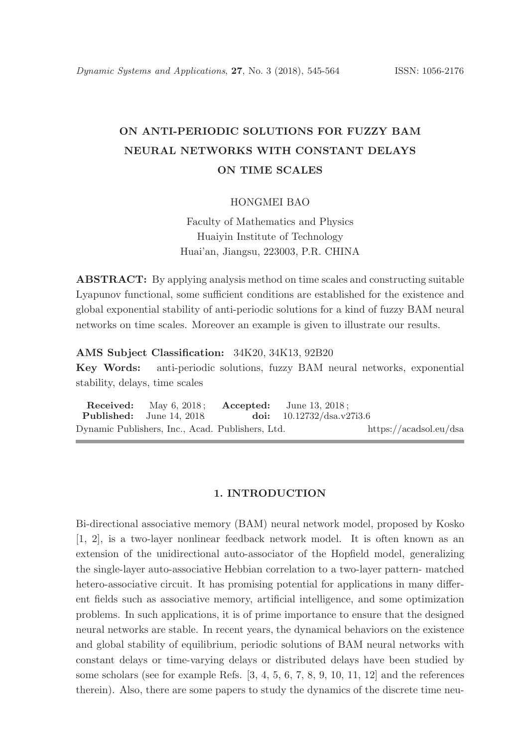# ON ANTI-PERIODIC SOLUTIONS FOR FUZZY BAM NEURAL NETWORKS WITH CONSTANT DELAYS ON TIME SCALES

HONGMEI BAO

Faculty of Mathematics and Physics
Huaiyin Institute of Technology
Huai'an, Jiangsu, 223003, P.R. CHINA

**ABSTRACT:** By applying analysis method on time scales and constructing suitable Lyapunov functional, some sufficient conditions are established for the existence and global exponential stability of anti-periodic solutions for a kind of fuzzy BAM neural networks on time scales. Moreover an example is given to illustrate our results.

**AMS Subject Classification:** 34K20, 34K13, 92B20

**Key Words:** anti-periodic solutions, fuzzy BAM neural networks, exponential stability, delays, time scales

**Received:** May 6, 2018 ; **Accepted:** June 13, 2018 ;
**Published:** June 14, 2018 **doi:** 10.12732/dsa.v27i3.6
Dynamic Publishers, Inc., Acad. Publishers, Ltd. https://acadsol.eu/dsa

## 1. INTRODUCTION

Bi-directional associative memory (BAM) neural network model, proposed by Kosko [1, 2], is a two-layer nonlinear feedback network model. It is often known as an extension of the unidirectional auto-associator of the Hopfield model, generalizing the single-layer auto-associative Hebbian correlation to a two-layer pattern- matched hetero-associative circuit. It has promising potential for applications in many different fields such as associative memory, artificial intelligence, and some optimization problems. In such applications, it is of prime importance to ensure that the designed neural networks are stable. In recent years, the dynamical behaviors on the existence and global stability of equilibrium, periodic solutions of BAM neural networks with constant delays or time-varying delays or distributed delays have been studied by some scholars (see for example Refs. [3, 4, 5, 6, 7, 8, 9, 10, 11, 12] and the references therein). Also, there are some papers to study the dynamics of the discrete time neu-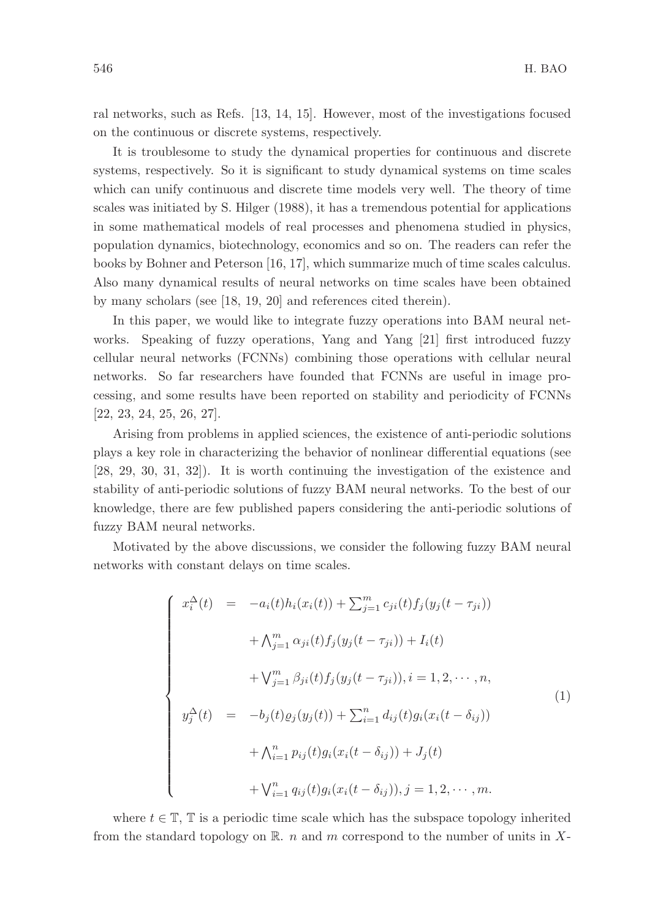ral networks, such as Refs. [13, 14, 15]. However, most of the investigations focused on the continuous or discrete systems, respectively.

It is troublesome to study the dynamical properties for continuous and discrete systems, respectively. So it is significant to study dynamical systems on time scales which can unify continuous and discrete time models very well. The theory of time scales was initiated by S. Hilger (1988), it has a tremendous potential for applications in some mathematical models of real processes and phenomena studied in physics, population dynamics, biotechnology, economics and so on. The readers can refer the books by Bohner and Peterson [16, 17], which summarize much of time scales calculus. Also many dynamical results of neural networks on time scales have been obtained by many scholars (see [18, 19, 20] and references cited therein).

In this paper, we would like to integrate fuzzy operations into BAM neural networks. Speaking of fuzzy operations, Yang and Yang [21] first introduced fuzzy cellular neural networks (FCNNs) combining those operations with cellular neural networks. So far researchers have founded that FCNNs are useful in image processing, and some results have been reported on stability and periodicity of FCNNs [22, 23, 24, 25, 26, 27].

Arising from problems in applied sciences, the existence of anti-periodic solutions plays a key role in characterizing the behavior of nonlinear differential equations (see [28, 29, 30, 31, 32]). It is worth continuing the investigation of the existence and stability of anti-periodic solutions of fuzzy BAM neural networks. To the best of our knowledge, there are few published papers considering the anti-periodic solutions of fuzzy BAM neural networks.

Motivated by the above discussions, we consider the following fuzzy BAM neural networks with constant delays on time scales.

$$
\begin{cases}
x_i^{\Delta}(t) &= -a_i(t)h_i(x_i(t)) + \sum_{j=1}^{m} c_{ji}(t)f_j(y_j(t-\tau_{ji})) \\
&\quad + \bigwedge_{j=1}^{m} \alpha_{ji}(t)f_j(y_j(t-\tau_{ji})) + I_i(t) \\
&\quad + \bigvee_{j=1}^{m} \beta_{ji}(t)f_j(y_j(t-\tau_{ji})), i = 1, 2, \cdots, n, \\
y_j^{\Delta}(t) &= -b_j(t)\varrho_j(y_j(t)) + \sum_{i=1}^{n} d_{ij}(t)g_i(x_i(t-\delta_{ij})) \\
&\quad + \bigwedge_{i=1}^{n} p_{ij}(t)g_i(x_i(t-\delta_{ij})) + J_j(t) \\
&\quad + \bigvee_{i=1}^{n} q_{ij}(t)g_i(x_i(t-\delta_{ij})), j = 1, 2, \cdots, m.
\end{cases} \tag{1}
$$

where $t \in \mathbb{T}$, $\mathbb{T}$ is a periodic time scale which has the subspace topology inherited from the standard topology on $\mathbb{R}$. $n$ and $m$ correspond to the number of units in $X$-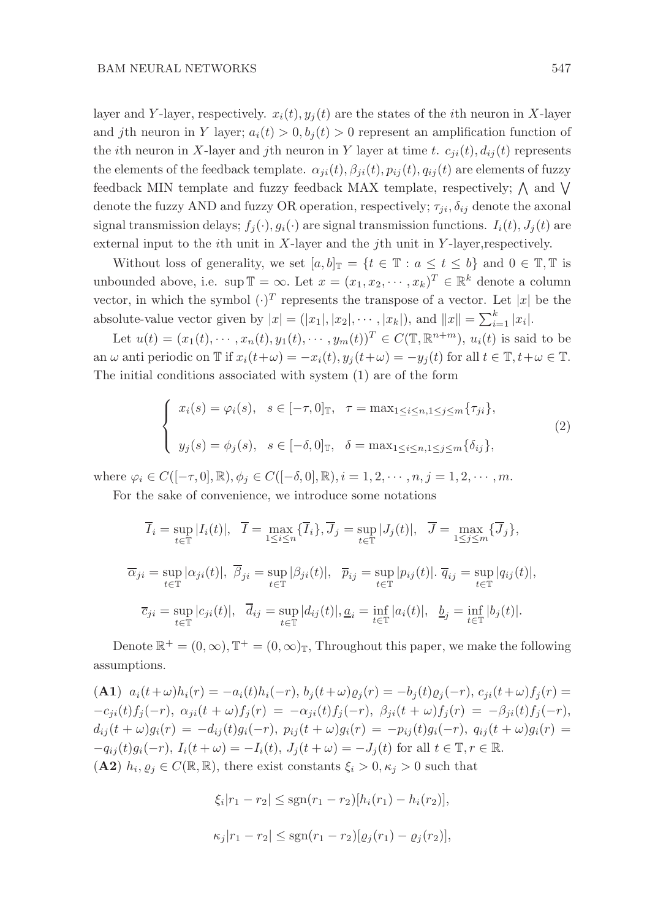layer and $Y$-layer, respectively. $x_i(t), y_j(t)$ are the states of the $i$th neuron in $X$-layer and $j$th neuron in $Y$ layer; $a_i(t) > 0, b_j(t) > 0$ represent an amplification function of the $i$th neuron in $X$-layer and $j$th neuron in $Y$ layer at time $t$. $c_{ji}(t), d_{ij}(t)$ represents the elements of the feedback template. $\alpha_{ji}(t), \beta_{ji}(t), p_{ij}(t), q_{ij}(t)$ are elements of fuzzy feedback MIN template and fuzzy feedback MAX template, respectively; $\bigwedge$ and $\bigvee$ denote the fuzzy AND and fuzzy OR operation, respectively; $\tau_{ji}, \delta_{ij}$ denote the axonal signal transmission delays; $f_j(\cdot), g_i(\cdot)$ are signal transmission functions. $I_i(t), J_j(t)$ are external input to the $i$th unit in $X$-layer and the $j$th unit in $Y$-layer,respectively.

Without loss of generality, we set $[a, b]_{\mathbb{T}} = \{t \in \mathbb{T} : a \le t \le b\}$ and $0 \in \mathbb{T}, \mathbb{T}$ is unbounded above, i.e. $\sup \mathbb{T} = \infty$. Let $x = (x_1, x_2, \cdots, x_k)^T \in \mathbb{R}^k$ denote a column vector, in which the symbol $(\cdot)^T$ represents the transpose of a vector. Let $|x|$ be the absolute-value vector given by $|x| = (|x_1|, |x_2|, \cdots, |x_k|)$, and $\|x\| = \sum_{i=1}^{k} |x_i|$.

Let $u(t) = (x_1(t), \cdots, x_n(t), y_1(t), \cdots, y_m(t))^T \in C(\mathbb{T}, \mathbb{R}^{n+m})$, $u_i(t)$ is said to be an $\omega$ anti periodic on $\mathbb{T}$ if $x_i(t+\omega) = -x_i(t), y_j(t+\omega) = -y_j(t)$ for all $t \in \mathbb{T}, t+\omega \in \mathbb{T}$. The initial conditions associated with system (1) are of the form

$$
\begin{cases}
x_i(s) = \varphi_i(s), \quad s \in [-\tau, 0]_{\mathbb{T}}, \quad \tau = \max_{1\le i\le n, 1\le j\le m}\{\tau_{ji}\}, \\
y_j(s) = \phi_j(s), \quad s \in [-\delta, 0]_{\mathbb{T}}, \quad \delta = \max_{1\le i\le n, 1\le j\le m}\{\delta_{ij}\},
\end{cases}
\tag{2}
$$

where $\varphi_i \in C([-\tau, 0], \mathbb{R}), \phi_j \in C([-\delta, 0], \mathbb{R}), i = 1, 2, \cdots, n, j = 1, 2, \cdots, m$.

For the sake of convenience, we introduce some notations

$$
\overline{I}_i = \sup_{t\in\mathbb{T}} |I_i(t)|, \quad \overline{I} = \max_{1\le i\le n}\{\overline{I}_i\}, \overline{J}_j = \sup_{t\in\mathbb{T}} |J_j(t)|, \quad \overline{J} = \max_{1\le j\le m}\{\overline{J}_j\},
$$

$$
\overline{\alpha}_{ji} = \sup_{t\in\mathbb{T}} |\alpha_{ji}(t)|, \ \overline{\beta}_{ji} = \sup_{t\in\mathbb{T}} |\beta_{ji}(t)|, \quad \overline{p}_{ij} = \sup_{t\in\mathbb{T}} |p_{ij}(t)|. \ \overline{q}_{ij} = \sup_{t\in\mathbb{T}} |q_{ij}(t)|,
$$

$$
\overline{c}_{ji} = \sup_{t\in\mathbb{T}} |c_{ji}(t)|, \quad \overline{d}_{ij} = \sup_{t\in\mathbb{T}} |d_{ij}(t)|, \underline{a}_i = \inf_{t\in\mathbb{T}} |a_i(t)|, \quad \underline{b}_j = \inf_{t\in\mathbb{T}} |b_j(t)|.
$$

Denote $\mathbb{R}^+ = (0, \infty), \mathbb{T}^+ = (0, \infty)_{\mathbb{T}}$, Throughout this paper, we make the following assumptions.

**(A1)** $a_i(t+\omega)h_i(r) = -a_i(t)h_i(-r)$, $b_j(t+\omega)\varrho_j(r) = -b_j(t)\varrho_j(-r)$, $c_{ji}(t+\omega)f_j(r) = -c_{ji}(t)f_j(-r)$, $\alpha_{ji}(t+\omega)f_j(r) = -\alpha_{ji}(t)f_j(-r)$, $\beta_{ji}(t+\omega)f_j(r) = -\beta_{ji}(t)f_j(-r)$, $d_{ij}(t+\omega)g_i(r) = -d_{ij}(t)g_i(-r)$, $p_{ij}(t+\omega)g_i(r) = -p_{ij}(t)g_i(-r)$, $q_{ij}(t+\omega)g_i(r) = -q_{ij}(t)g_i(-r)$, $I_i(t+\omega) = -I_i(t)$, $J_j(t+\omega) = -J_j(t)$ for all $t \in \mathbb{T}, r \in \mathbb{R}$.

**(A2)** $h_i, \varrho_j \in C(\mathbb{R}, \mathbb{R})$, there exist constants $\xi_i > 0, \kappa_j > 0$ such that

$$
\xi_i |r_1 - r_2| \le \operatorname{sgn}(r_1 - r_2)[h_i(r_1) - h_i(r_2)],
$$

$$
\kappa_j |r_1 - r_2| \le \operatorname{sgn}(r_1 - r_2)[\varrho_j(r_1) - \varrho_j(r_2)],
$$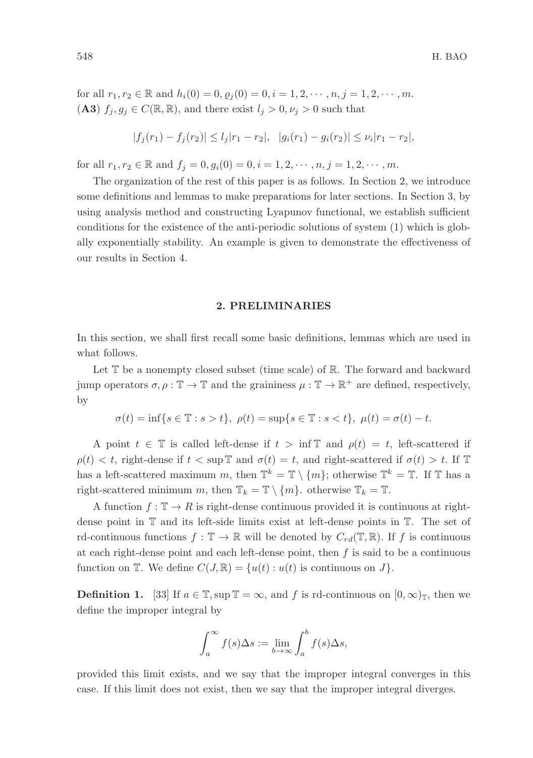for all $r_1, r_2 \in \mathbb{R}$ and $h_i(0) = 0, \varrho_j(0) = 0, i = 1, 2, \cdots, n, j = 1, 2, \cdots, m$.
**(A3)** $f_j, g_j \in C(\mathbb{R}, \mathbb{R})$, and there exist $l_j > 0, \nu_j > 0$ such that

$$|f_j(r_1) - f_j(r_2)| \leq l_j|r_1 - r_2|, \quad |g_i(r_1) - g_i(r_2)| \leq \nu_i|r_1 - r_2|,$$

for all $r_1, r_2 \in \mathbb{R}$ and $f_j = 0, g_i(0) = 0, i = 1, 2, \cdots, n, j = 1, 2, \cdots, m$.

The organization of the rest of this paper is as follows. In Section 2, we introduce some definitions and lemmas to make preparations for later sections. In Section 3, by using analysis method and constructing Lyapunov functional, we establish sufficient conditions for the existence of the anti-periodic solutions of system (1) which is globally exponentially stability. An example is given to demonstrate the effectiveness of our results in Section 4.

## 2. PRELIMINARIES

In this section, we shall first recall some basic definitions, lemmas which are used in what follows.

Let $\mathbb{T}$ be a nonempty closed subset (time scale) of $\mathbb{R}$. The forward and backward jump operators $\sigma, \rho : \mathbb{T} \to \mathbb{T}$ and the graininess $\mu : \mathbb{T} \to \mathbb{R}^+$ are defined, respectively, by

$$\sigma(t) = \inf\{s \in \mathbb{T} : s > t\}, \ \rho(t) = \sup\{s \in \mathbb{T} : s < t\}, \ \mu(t) = \sigma(t) - t.$$

A point $t \in \mathbb{T}$ is called left-dense if $t > \inf \mathbb{T}$ and $\rho(t) = t$, left-scattered if $\rho(t) < t$, right-dense if $t < \sup \mathbb{T}$ and $\sigma(t) = t$, and right-scattered if $\sigma(t) > t$. If $\mathbb{T}$ has a left-scattered maximum $m$, then $\mathbb{T}^k = \mathbb{T} \setminus \{m\}$; otherwise $\mathbb{T}^k = \mathbb{T}$. If $\mathbb{T}$ has a right-scattered minimum $m$, then $\mathbb{T}_k = \mathbb{T} \setminus \{m\}$. otherwise $\mathbb{T}_k = \mathbb{T}$.

A function $f : \mathbb{T} \to R$ is right-dense continuous provided it is continuous at right-dense point in $\mathbb{T}$ and its left-side limits exist at left-dense points in $\mathbb{T}$. The set of rd-continuous functions $f : \mathbb{T} \to \mathbb{R}$ will be denoted by $C_{rd}(\mathbb{T}, \mathbb{R})$. If $f$ is continuous at each right-dense point and each left-dense point, then $f$ is said to be a continuous function on $\mathbb{T}$. We define $C(J, \mathbb{R}) = \{u(t) : u(t) \text{ is continuous on } J\}$.

**Definition 1.** [33] If $a \in \mathbb{T}, \sup \mathbb{T} = \infty$, and $f$ is rd-continuous on $[0, \infty)_{\mathbb{T}}$, then we define the improper integral by

$$\int_a^\infty f(s)\Delta s := \lim_{b \to \infty} \int_a^b f(s)\Delta s,$$

provided this limit exists, and we say that the improper integral converges in this case. If this limit does not exist, then we say that the improper integral diverges.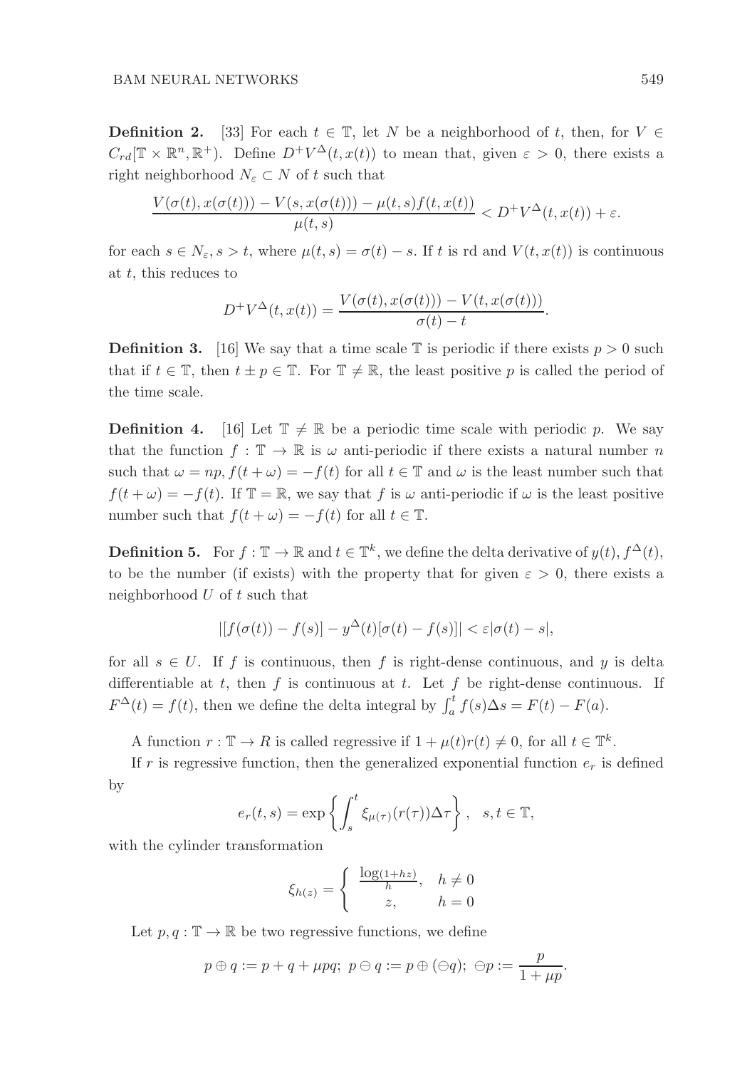**Definition 2.** [33] For each $t \in \mathbb{T}$, let $N$ be a neighborhood of $t$, then, for $V \in C_{rd}[\mathbb{T} \times \mathbb{R}^n, \mathbb{R}^+)$. Define $D^+V^\Delta(t, x(t))$ to mean that, given $\varepsilon > 0$, there exists a right neighborhood $N_\varepsilon \subset N$ of $t$ such that

$$\frac{V(\sigma(t), x(\sigma(t))) - V(s, x(\sigma(t))) - \mu(t,s) f(t, x(t))}{\mu(t,s)} < D^+V^\Delta(t, x(t)) + \varepsilon.$$

for each $s \in N_\varepsilon, s > t$, where $\mu(t,s) = \sigma(t) - s$. If $t$ is rd and $V(t, x(t))$ is continuous at $t$, this reduces to

$$D^+V^\Delta(t, x(t)) = \frac{V(\sigma(t), x(\sigma(t))) - V(t, x(\sigma(t)))}{\sigma(t) - t}.$$

**Definition 3.** [16] We say that a time scale $\mathbb{T}$ is periodic if there exists $p > 0$ such that if $t \in \mathbb{T}$, then $t \pm p \in \mathbb{T}$. For $\mathbb{T} \neq \mathbb{R}$, the least positive $p$ is called the period of the time scale.

**Definition 4.** [16] Let $\mathbb{T} \neq \mathbb{R}$ be a periodic time scale with periodic $p$. We say that the function $f : \mathbb{T} \to \mathbb{R}$ is $\omega$ anti-periodic if there exists a natural number $n$ such that $\omega = np, f(t + \omega) = -f(t)$ for all $t \in \mathbb{T}$ and $\omega$ is the least number such that $f(t + \omega) = -f(t)$. If $\mathbb{T} = \mathbb{R}$, we say that $f$ is $\omega$ anti-periodic if $\omega$ is the least positive number such that $f(t + \omega) = -f(t)$ for all $t \in \mathbb{T}$.

**Definition 5.** For $f : \mathbb{T} \to \mathbb{R}$ and $t \in \mathbb{T}^k$, we define the delta derivative of $y(t)$, $f^\Delta(t)$, to be the number (if exists) with the property that for given $\varepsilon > 0$, there exists a neighborhood $U$ of $t$ such that

$$|[f(\sigma(t)) - f(s)] - y^\Delta(t)[\sigma(t) - f(s)]| < \varepsilon|\sigma(t) - s|,$$

for all $s \in U$. If $f$ is continuous, then $f$ is right-dense continuous, and $y$ is delta differentiable at $t$, then $f$ is continuous at $t$. Let $f$ be right-dense continuous. If $F^\Delta(t) = f(t)$, then we define the delta integral by $\int_a^t f(s)\Delta s = F(t) - F(a)$.

A function $r : \mathbb{T} \to R$ is called regressive if $1 + \mu(t)r(t) \neq 0$, for all $t \in \mathbb{T}^k$.

If $r$ is regressive function, then the generalized exponential function $e_r$ is defined by

$$e_r(t,s) = \exp\left\{\int_s^t \xi_{\mu(\tau)}(r(\tau))\Delta\tau\right\}, \quad s, t \in \mathbb{T},$$

with the cylinder transformation

$$\xi_{h(z)} = \begin{cases} \frac{\log(1+hz)}{h}, & h \neq 0 \\ z, & h = 0 \end{cases}$$

Let $p, q : \mathbb{T} \to \mathbb{R}$ be two regressive functions, we define

$$p \oplus q := p + q + \mu pq; \; p \ominus q := p \oplus (\ominus q); \; \ominus p := \frac{p}{1 + \mu p}.$$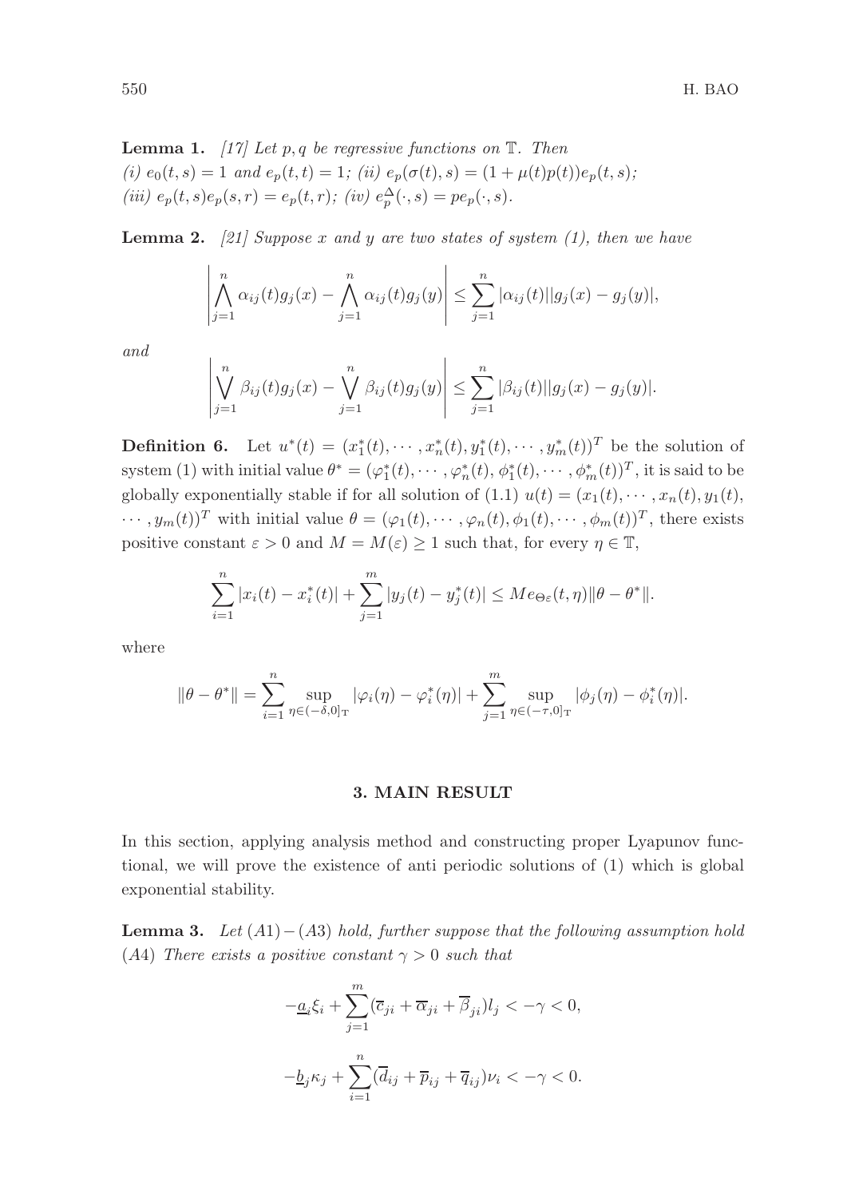**Lemma 1.** *[17] Let $p, q$ be regressive functions on $\mathbb{T}$. Then*
*(i) $e_0(t,s) = 1$ and $e_p(t,t) = 1$; (ii) $e_p(\sigma(t), s) = (1 + \mu(t)p(t))e_p(t,s)$;*
*(iii) $e_p(t,s)e_p(s,r) = e_p(t,r)$; (iv) $e_p^{\Delta}(\cdot, s) = pe_p(\cdot, s)$.*

**Lemma 2.** *[21] Suppose $x$ and $y$ are two states of system (1), then we have*

$$\left| \bigwedge_{j=1}^{n} \alpha_{ij}(t)g_j(x) - \bigwedge_{j=1}^{n} \alpha_{ij}(t)g_j(y) \right| \leq \sum_{j=1}^{n} |\alpha_{ij}(t)||g_j(x) - g_j(y)|,$$

*and*

$$\left| \bigvee_{j=1}^{n} \beta_{ij}(t)g_j(x) - \bigvee_{j=1}^{n} \beta_{ij}(t)g_j(y) \right| \leq \sum_{j=1}^{n} |\beta_{ij}(t)||g_j(x) - g_j(y)|.$$

**Definition 6.** Let $u^*(t) = (x_1^*(t), \cdots, x_n^*(t), y_1^*(t), \cdots, y_m^*(t))^T$ be the solution of system (1) with initial value $\theta^* = (\varphi_1^*(t), \cdots, \varphi_n^*(t), \phi_1^*(t), \cdots, \phi_m^*(t))^T$, it is said to be globally exponentially stable if for all solution of (1.1) $u(t) = (x_1(t), \cdots, x_n(t), y_1(t), \cdots, y_m(t))^T$ with initial value $\theta = (\varphi_1(t), \cdots, \varphi_n(t), \phi_1(t), \cdots, \phi_m(t))^T$, there exists positive constant $\varepsilon > 0$ and $M = M(\varepsilon) \geq 1$ such that, for every $\eta \in \mathbb{T}$,

$$\sum_{i=1}^{n} |x_i(t) - x_i^*(t)| + \sum_{j=1}^{m} |y_j(t) - y_j^*(t)| \leq M e_{\ominus\varepsilon}(t, \eta) \|\theta - \theta^*\|.$$

where

$$\|\theta - \theta^*\| = \sum_{i=1}^{n} \sup_{\eta \in (-\delta, 0]_{\mathbb{T}}} |\varphi_i(\eta) - \varphi_i^*(\eta)| + \sum_{j=1}^{m} \sup_{\eta \in (-\tau, 0]_{\mathbb{T}}} |\phi_j(\eta) - \phi_i^*(\eta)|.$$

## 3. MAIN RESULT

In this section, applying analysis method and constructing proper Lyapunov functional, we will prove the existence of anti periodic solutions of (1) which is global exponential stability.

**Lemma 3.** *Let $(A1) - (A3)$ hold, further suppose that the following assumption hold*
*$(A4)$ There exists a positive constant $\gamma > 0$ such that*

$$-\underline{a}_i \xi_i + \sum_{j=1}^{m} (\overline{c}_{ji} + \overline{\alpha}_{ji} + \overline{\beta}_{ji}) l_j < -\gamma < 0,$$

$$-\underline{b}_j \kappa_j + \sum_{i=1}^{n} (\overline{d}_{ij} + \overline{p}_{ij} + \overline{q}_{ij}) \nu_i < -\gamma < 0.$$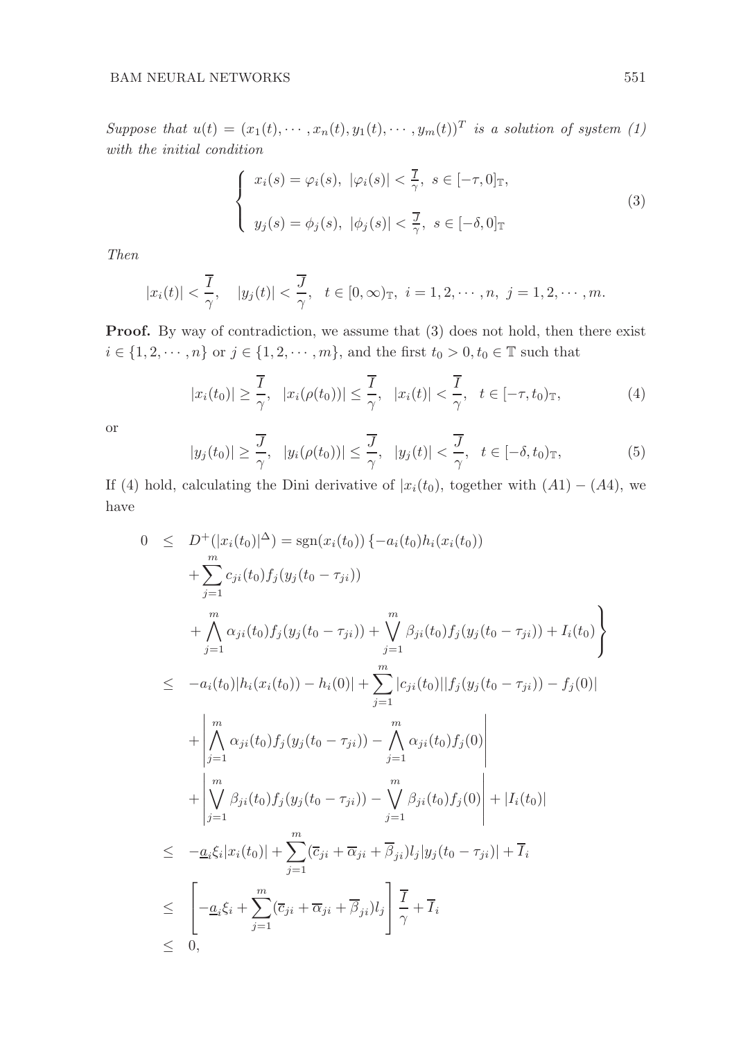*Suppose that $u(t) = (x_1(t), \cdots, x_n(t), y_1(t), \cdots, y_m(t))^T$ is a solution of system (1) with the initial condition*

$$
\begin{cases}
x_i(s) = \varphi_i(s),\ |\varphi_i(s)| < \frac{\overline{I}}{\gamma},\ s \in [-\tau, 0]_{\mathbb{T}}, \\
\\
y_j(s) = \phi_j(s),\ |\phi_j(s)| < \frac{\overline{J}}{\gamma},\ s \in [-\delta, 0]_{\mathbb{T}}
\end{cases}
\tag{3}
$$

*Then*

$$
|x_i(t)| < \frac{\overline{I}}{\gamma}, \quad |y_j(t)| < \frac{\overline{J}}{\gamma}, \quad t \in [0, \infty)_{\mathbb{T}},\ i = 1, 2, \cdots, n,\ j = 1, 2, \cdots, m.
$$

**Proof.** By way of contradiction, we assume that (3) does not hold, then there exist $i \in \{1, 2, \cdots, n\}$ or $j \in \{1, 2, \cdots, m\}$, and the first $t_0 > 0, t_0 \in \mathbb{T}$ such that

$$
|x_i(t_0)| \geq \frac{\overline{I}}{\gamma}, \quad |x_i(\rho(t_0))| \leq \frac{\overline{I}}{\gamma}, \quad |x_i(t)| < \frac{\overline{I}}{\gamma}, \quad t \in [-\tau, t_0)_{\mathbb{T}},
\tag{4}
$$

or

$$
|y_j(t_0)| \geq \frac{\overline{J}}{\gamma}, \quad |y_i(\rho(t_0))| \leq \frac{\overline{J}}{\gamma}, \quad |y_j(t)| < \frac{\overline{J}}{\gamma}, \quad t \in [-\delta, t_0)_{\mathbb{T}},
\tag{5}
$$

If (4) hold, calculating the Dini derivative of $|x_i(t_0)$, together with $(A1) - (A4)$, we have

$$
\begin{aligned}
0 \quad \leq \quad & D^+(|x_i(t_0)|^{\Delta}) = \operatorname{sgn}(x_i(t_0)) \Big\{ -a_i(t_0) h_i(x_i(t_0)) \\
& + \sum_{j=1}^{m} c_{ji}(t_0) f_j(y_j(t_0 - \tau_{ji})) \\
& \left. + \bigwedge_{j=1}^{m} \alpha_{ji}(t_0) f_j(y_j(t_0 - \tau_{ji})) + \bigvee_{j=1}^{m} \beta_{ji}(t_0) f_j(y_j(t_0 - \tau_{ji})) + I_i(t_0) \right\} \\
\leq \quad & -a_i(t_0) |h_i(x_i(t_0)) - h_i(0)| + \sum_{j=1}^{m} |c_{ji}(t_0)| |f_j(y_j(t_0 - \tau_{ji})) - f_j(0)| \\
& + \left| \bigwedge_{j=1}^{m} \alpha_{ji}(t_0) f_j(y_j(t_0 - \tau_{ji})) - \bigwedge_{j=1}^{m} \alpha_{ji}(t_0) f_j(0) \right| \\
& + \left| \bigvee_{j=1}^{m} \beta_{ji}(t_0) f_j(y_j(t_0 - \tau_{ji})) - \bigvee_{j=1}^{m} \beta_{ji}(t_0) f_j(0) \right| + |I_i(t_0)| \\
\leq \quad & -\underline{a}_i \xi_i |x_i(t_0)| + \sum_{j=1}^{m} (\overline{c}_{ji} + \overline{\alpha}_{ji} + \overline{\beta}_{ji}) l_j |y_j(t_0 - \tau_{ji})| + \overline{I}_i \\
\leq \quad & \left[ -\underline{a}_i \xi_i + \sum_{j=1}^{m} (\overline{c}_{ji} + \overline{\alpha}_{ji} + \overline{\beta}_{ji}) l_j \right] \frac{\overline{I}}{\gamma} + \overline{I}_i \\
\leq \quad & 0,
\end{aligned}
$$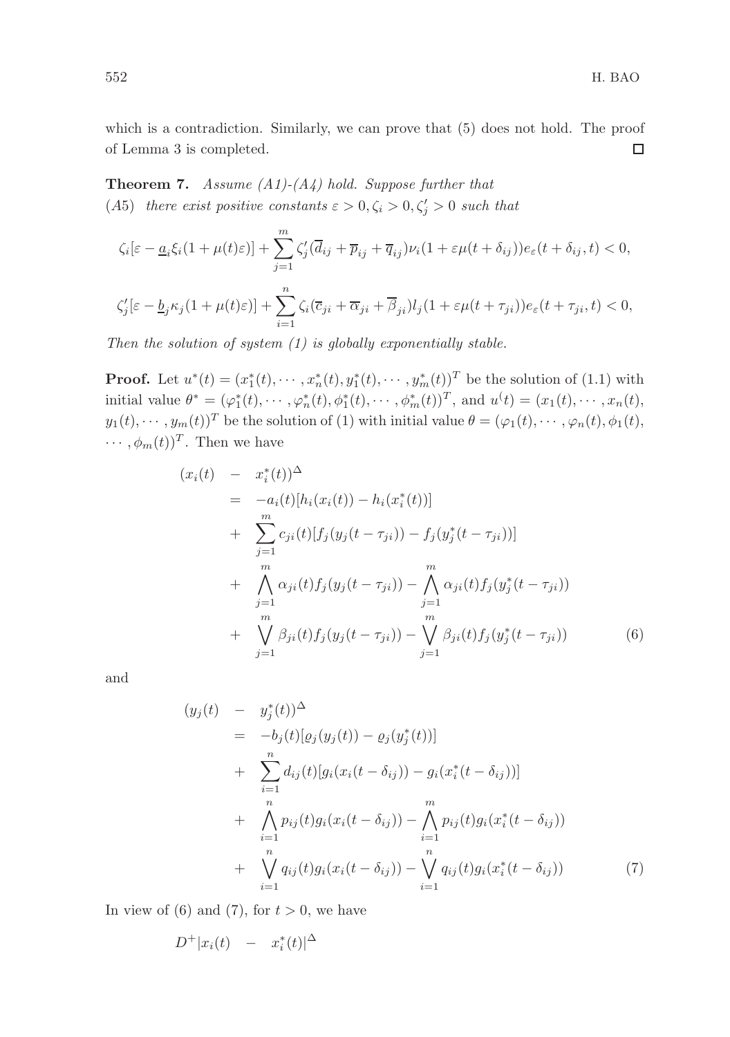which is a contradiction. Similarly, we can prove that (5) does not hold. The proof of Lemma 3 is completed. □

**Theorem 7.** *Assume (A1)-(A4) hold. Suppose further that*
(A5) *there exist positive constants $\varepsilon > 0, \zeta_i > 0, \zeta_j' > 0$ such that*

$$\zeta_i[\varepsilon - \underline{a}_i\xi_i(1+\mu(t)\varepsilon)] + \sum_{j=1}^{m}\zeta_j'(\overline{d}_{ij} + \overline{p}_{ij} + \overline{q}_{ij})\nu_i(1+\varepsilon\mu(t+\delta_{ij}))e_\varepsilon(t+\delta_{ij},t) < 0,$$

$$\zeta_j'[\varepsilon - \underline{b}_j\kappa_j(1+\mu(t)\varepsilon)] + \sum_{i=1}^{n}\zeta_i(\overline{c}_{ji} + \overline{\alpha}_{ji} + \overline{\beta}_{ji})l_j(1+\varepsilon\mu(t+\tau_{ji}))e_\varepsilon(t+\tau_{ji},t) < 0,$$

*Then the solution of system (1) is globally exponentially stable.*

**Proof.** Let $u^*(t) = (x_1^*(t), \cdots, x_n^*(t), y_1^*(t), \cdots, y_m^*(t))^T$ be the solution of (1.1) with initial value $\theta^* = (\varphi_1^*(t), \cdots, \varphi_n^*(t), \phi_1^*(t), \cdots, \phi_m^*(t))^T$, and $u^(t) = (x_1(t), \cdots, x_n(t), y_1(t), \cdots, y_m(t))^T$ be the solution of (1) with initial value $\theta = (\varphi_1(t), \cdots, \varphi_n(t), \phi_1(t), \cdots, \phi_m(t))^T$. Then we have

$$\begin{aligned}
(x_i(t) \quad &- \quad x_i^*(t))^\Delta \\
&= \quad -a_i(t)[h_i(x_i(t)) - h_i(x_i^*(t))] \\
&+ \quad \sum_{j=1}^{m} c_{ji}(t)[f_j(y_j(t-\tau_{ji})) - f_j(y_j^*(t-\tau_{ji}))] \\
&+ \quad \bigwedge_{j=1}^{m} \alpha_{ji}(t)f_j(y_j(t-\tau_{ji})) - \bigwedge_{j=1}^{m} \alpha_{ji}(t)f_j(y_j^*(t-\tau_{ji})) \\
&+ \quad \bigvee_{j=1}^{m} \beta_{ji}(t)f_j(y_j(t-\tau_{ji})) - \bigvee_{j=1}^{m} \beta_{ji}(t)f_j(y_j^*(t-\tau_{ji})) \qquad (6)
\end{aligned}$$

and

$$\begin{aligned}
(y_j(t) \quad &- \quad y_j^*(t))^\Delta \\
&= \quad -b_j(t)[\varrho_j(y_j(t)) - \varrho_j(y_j^*(t))] \\
&+ \quad \sum_{i=1}^{n} d_{ij}(t)[g_i(x_i(t-\delta_{ij})) - g_i(x_i^*(t-\delta_{ij}))] \\
&+ \quad \bigwedge_{i=1}^{n} p_{ij}(t)g_i(x_i(t-\delta_{ij})) - \bigwedge_{i=1}^{m} p_{ij}(t)g_i(x_i^*(t-\delta_{ij})) \\
&+ \quad \bigvee_{i=1}^{n} q_{ij}(t)g_i(x_i(t-\delta_{ij})) - \bigvee_{i=1}^{n} q_{ij}(t)g_i(x_i^*(t-\delta_{ij})) \qquad (7)
\end{aligned}$$

In view of (6) and (7), for $t > 0$, we have

$$D^+|x_i(t) \quad - \quad x_i^*(t)|^\Delta$$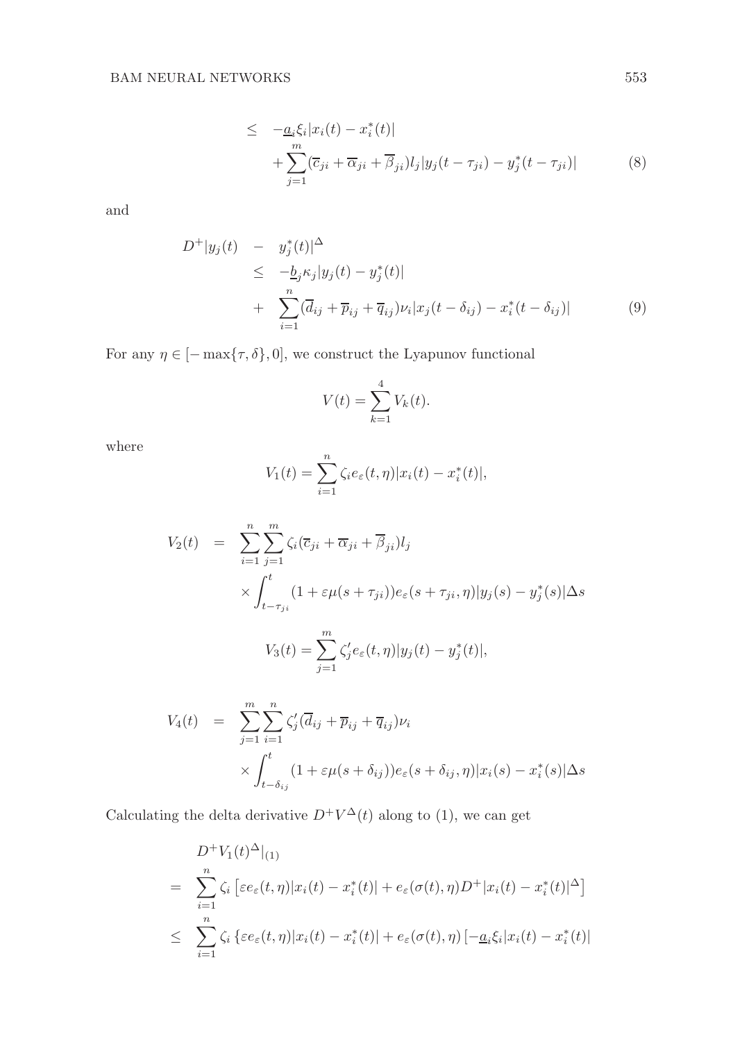$$
\begin{aligned}
&\leq -\underline{a}_i\xi_i|x_i(t)-x_i^*(t)| \\
&\quad +\sum_{j=1}^{m}(\overline{c}_{ji}+\overline{\alpha}_{ji}+\overline{\beta}_{ji})l_j|y_j(t-\tau_{ji})-y_j^*(t-\tau_{ji})| \qquad (8)
\end{aligned}
$$

and

$$
\begin{aligned}
D^+|y_j(t) &- y_j^*(t)|^{\Delta} \\
&\leq -\underline{b}_j\kappa_j|y_j(t)-y_j^*(t)| \\
&+ \sum_{i=1}^{n}(\overline{d}_{ij}+\overline{p}_{ij}+\overline{q}_{ij})\nu_i|x_j(t-\delta_{ij})-x_i^*(t-\delta_{ij})| \qquad (9)
\end{aligned}
$$

For any $\eta\in[-\max\{\tau,\delta\},0]$, we construct the Lyapunov functional

$$
V(t)=\sum_{k=1}^{4}V_k(t).
$$

where

$$
V_1(t)=\sum_{i=1}^{n}\zeta_i e_{\varepsilon}(t,\eta)|x_i(t)-x_i^*(t)|,
$$

$$
\begin{aligned}
V_2(t) &= \sum_{i=1}^{n}\sum_{j=1}^{m}\zeta_i(\overline{c}_{ji}+\overline{\alpha}_{ji}+\overline{\beta}_{ji})l_j \\
&\quad\times\int_{t-\tau_{ji}}^{t}(1+\varepsilon\mu(s+\tau_{ji}))e_{\varepsilon}(s+\tau_{ji},\eta)|y_j(s)-y_j^*(s)|\Delta s
\end{aligned}
$$

$$
V_3(t)=\sum_{j=1}^{m}\zeta_j' e_{\varepsilon}(t,\eta)|y_j(t)-y_j^*(t)|,
$$

$$
\begin{aligned}
V_4(t) &= \sum_{j=1}^{m}\sum_{i=1}^{n}\zeta_j'(\overline{d}_{ij}+\overline{p}_{ij}+\overline{q}_{ij})\nu_i \\
&\quad\times\int_{t-\delta_{ij}}^{t}(1+\varepsilon\mu(s+\delta_{ij}))e_{\varepsilon}(s+\delta_{ij},\eta)|x_i(s)-x_i^*(s)|\Delta s
\end{aligned}
$$

Calculating the delta derivative $D^+V^{\Delta}(t)$ along to (1), we can get

$$
\begin{aligned}
&D^+V_1(t)^{\Delta}|_{(1)} \\
&= \sum_{i=1}^{n}\zeta_i\left[\varepsilon e_{\varepsilon}(t,\eta)|x_i(t)-x_i^*(t)|+e_{\varepsilon}(\sigma(t),\eta)D^+|x_i(t)-x_i^*(t)|^{\Delta}\right] \\
&\leq \sum_{i=1}^{n}\zeta_i\left\{\varepsilon e_{\varepsilon}(t,\eta)|x_i(t)-x_i^*(t)|+e_{\varepsilon}(\sigma(t),\eta)\left[-\underline{a}_i\xi_i|x_i(t)-x_i^*(t)|\right.\right.
\end{aligned}
$$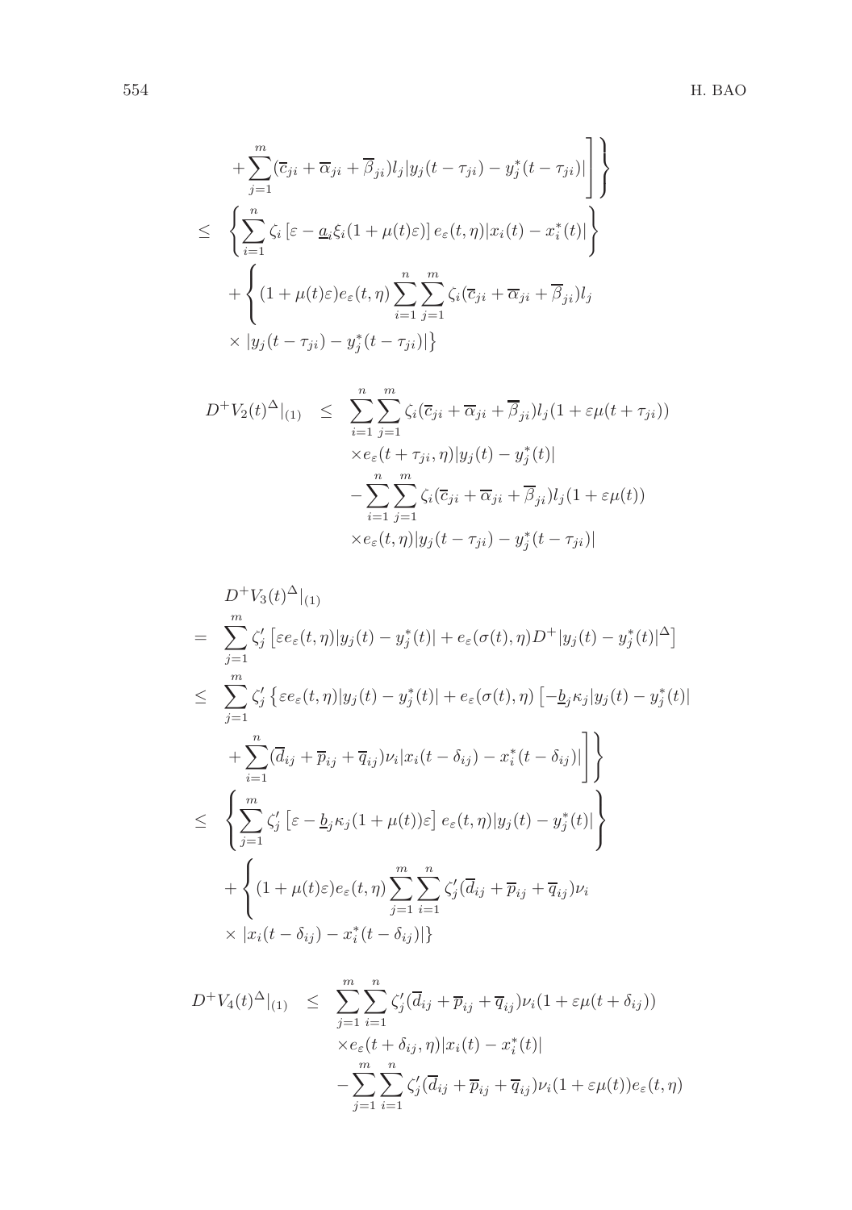$$
\begin{aligned}
&+\sum_{j=1}^{m}(\overline{c}_{ji}+\overline{\alpha}_{ji}+\overline{\beta}_{ji})l_j|y_j(t-\tau_{ji})-y_j^*(t-\tau_{ji})|\Bigg]\Bigg\}\\
\leq\ & \left\{\sum_{i=1}^{n}\zeta_i\left[\varepsilon-\underline{a}_i\xi_i(1+\mu(t)\varepsilon)\right]e_\varepsilon(t,\eta)|x_i(t)-x_i^*(t)|\right\}\\
&+\Bigg\{(1+\mu(t)\varepsilon)e_\varepsilon(t,\eta)\sum_{i=1}^{n}\sum_{j=1}^{m}\zeta_i(\overline{c}_{ji}+\overline{\alpha}_{ji}+\overline{\beta}_{ji})l_j\\
&\times|y_j(t-\tau_{ji})-y_j^*(t-\tau_{ji})|\Big\}
\end{aligned}
$$

$$
\begin{aligned}
D^+V_2(t)^{\Delta}|_{(1)}\ \leq\ & \sum_{i=1}^{n}\sum_{j=1}^{m}\zeta_i(\overline{c}_{ji}+\overline{\alpha}_{ji}+\overline{\beta}_{ji})l_j(1+\varepsilon\mu(t+\tau_{ji}))\\
&\times e_\varepsilon(t+\tau_{ji},\eta)|y_j(t)-y_j^*(t)|\\
&-\sum_{i=1}^{n}\sum_{j=1}^{m}\zeta_i(\overline{c}_{ji}+\overline{\alpha}_{ji}+\overline{\beta}_{ji})l_j(1+\varepsilon\mu(t))\\
&\times e_\varepsilon(t,\eta)|y_j(t-\tau_{ji})-y_j^*(t-\tau_{ji})|
\end{aligned}
$$

$$
\begin{aligned}
&D^+V_3(t)^{\Delta}|_{(1)}\\
=\ & \sum_{j=1}^{m}\zeta_j'\left[\varepsilon e_\varepsilon(t,\eta)|y_j(t)-y_j^*(t)|+e_\varepsilon(\sigma(t),\eta)D^+|y_j(t)-y_j^*(t)|^{\Delta}\right]\\
\leq\ & \sum_{j=1}^{m}\zeta_j'\Big\{\varepsilon e_\varepsilon(t,\eta)|y_j(t)-y_j^*(t)|+e_\varepsilon(\sigma(t),\eta)\Big[-\underline{b}_j\kappa_j|y_j(t)-y_j^*(t)|\\
&+\sum_{i=1}^{n}(\overline{d}_{ij}+\overline{p}_{ij}+\overline{q}_{ij})\nu_i|x_i(t-\delta_{ij})-x_i^*(t-\delta_{ij})|\Big]\Big\}\\
\leq\ & \left\{\sum_{j=1}^{m}\zeta_j'\left[\varepsilon-\underline{b}_j\kappa_j(1+\mu(t))\varepsilon\right]e_\varepsilon(t,\eta)|y_j(t)-y_j^*(t)|\right\}\\
&+\Bigg\{(1+\mu(t)\varepsilon)e_\varepsilon(t,\eta)\sum_{j=1}^{m}\sum_{i=1}^{n}\zeta_j'(\overline{d}_{ij}+\overline{p}_{ij}+\overline{q}_{ij})\nu_i\\
&\times|x_i(t-\delta_{ij})-x_i^*(t-\delta_{ij})|\Big\}
\end{aligned}
$$

$$
\begin{aligned}
D^+V_4(t)^{\Delta}|_{(1)}\ \leq\ & \sum_{j=1}^{m}\sum_{i=1}^{n}\zeta_j'(\overline{d}_{ij}+\overline{p}_{ij}+\overline{q}_{ij})\nu_i(1+\varepsilon\mu(t+\delta_{ij}))\\
&\times e_\varepsilon(t+\delta_{ij},\eta)|x_i(t)-x_i^*(t)|\\
&-\sum_{j=1}^{m}\sum_{i=1}^{n}\zeta_j'(\overline{d}_{ij}+\overline{p}_{ij}+\overline{q}_{ij})\nu_i(1+\varepsilon\mu(t))e_\varepsilon(t,\eta)
\end{aligned}
$$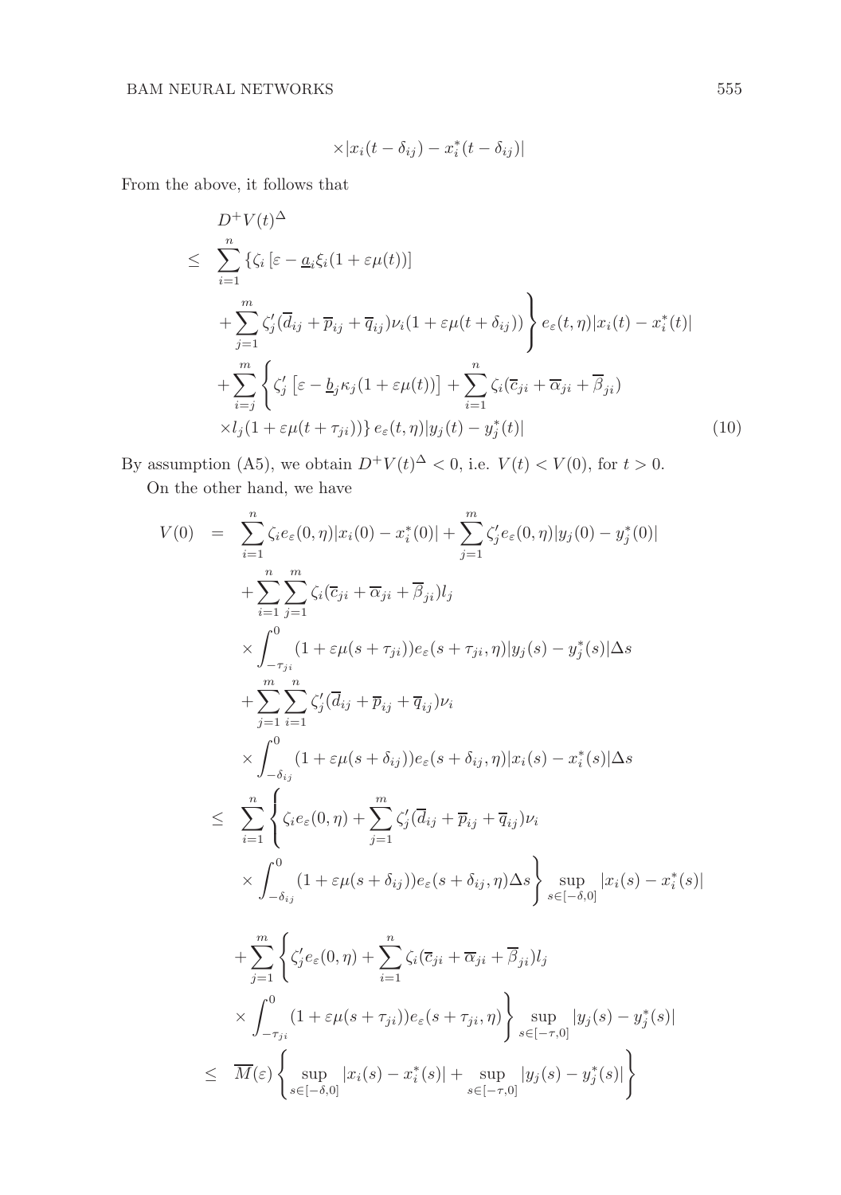$$\times|x_i(t-\delta_{ij})-x_i^*(t-\delta_{ij})|$$

From the above, it follows that

$$
\begin{aligned}
& D^+V(t)^\Delta \\
\leq\ & \sum_{i=1}^{n}\left\{\zeta_i\left[\varepsilon-\underline{a}_i\xi_i(1+\varepsilon\mu(t))\right]\right. \\
& \left.+\sum_{j=1}^{m}\zeta_j'(\overline{d}_{ij}+\overline{p}_{ij}+\overline{q}_{ij})\nu_i(1+\varepsilon\mu(t+\delta_{ij}))\right\}e_\varepsilon(t,\eta)|x_i(t)-x_i^*(t)| \\
& +\sum_{i=j}^{m}\left\{\zeta_j'\left[\varepsilon-\underline{b}_j\kappa_j(1+\varepsilon\mu(t))\right]+\sum_{i=1}^{n}\zeta_i(\overline{c}_{ji}+\overline{\alpha}_{ji}+\overline{\beta}_{ji})\right. \\
& \left.\times l_j(1+\varepsilon\mu(t+\tau_{ji}))\right\}e_\varepsilon(t,\eta)|y_j(t)-y_j^*(t)| \qquad (10)
\end{aligned}
$$

By assumption (A5), we obtain $D^+V(t)^\Delta<0$, i.e. $V(t)<V(0)$, for $t>0$.

On the other hand, we have

$$
\begin{aligned}
V(0)\ =\ & \sum_{i=1}^{n}\zeta_i e_\varepsilon(0,\eta)|x_i(0)-x_i^*(0)|+\sum_{j=1}^{m}\zeta_j' e_\varepsilon(0,\eta)|y_j(0)-y_j^*(0)| \\
& +\sum_{i=1}^{n}\sum_{j=1}^{m}\zeta_i(\overline{c}_{ji}+\overline{\alpha}_{ji}+\overline{\beta}_{ji})l_j \\
& \times\int_{-\tau_{ji}}^{0}(1+\varepsilon\mu(s+\tau_{ji}))e_\varepsilon(s+\tau_{ji},\eta)|y_j(s)-y_j^*(s)|\Delta s \\
& +\sum_{j=1}^{m}\sum_{i=1}^{n}\zeta_j'(\overline{d}_{ij}+\overline{p}_{ij}+\overline{q}_{ij})\nu_i \\
& \times\int_{-\delta_{ij}}^{0}(1+\varepsilon\mu(s+\delta_{ij}))e_\varepsilon(s+\delta_{ij},\eta)|x_i(s)-x_i^*(s)|\Delta s \\
\leq\ & \sum_{i=1}^{n}\left\{\zeta_i e_\varepsilon(0,\eta)+\sum_{j=1}^{m}\zeta_j'(\overline{d}_{ij}+\overline{p}_{ij}+\overline{q}_{ij})\nu_i\right. \\
& \left.\times\int_{-\delta_{ij}}^{0}(1+\varepsilon\mu(s+\delta_{ij}))e_\varepsilon(s+\delta_{ij},\eta)\Delta s\right\}\sup_{s\in[-\delta,0]}|x_i(s)-x_i^*(s)| \\
& +\sum_{j=1}^{m}\left\{\zeta_j' e_\varepsilon(0,\eta)+\sum_{i=1}^{n}\zeta_i(\overline{c}_{ji}+\overline{\alpha}_{ji}+\overline{\beta}_{ji})l_j\right. \\
& \left.\times\int_{-\tau_{ji}}^{0}(1+\varepsilon\mu(s+\tau_{ji}))e_\varepsilon(s+\tau_{ji},\eta)\right\}\sup_{s\in[-\tau,0]}|y_j(s)-y_j^*(s)| \\
\leq\ & \overline{M}(\varepsilon)\left\{\sup_{s\in[-\delta,0]}|x_i(s)-x_i^*(s)|+\sup_{s\in[-\tau,0]}|y_j(s)-y_j^*(s)|\right\}
\end{aligned}
$$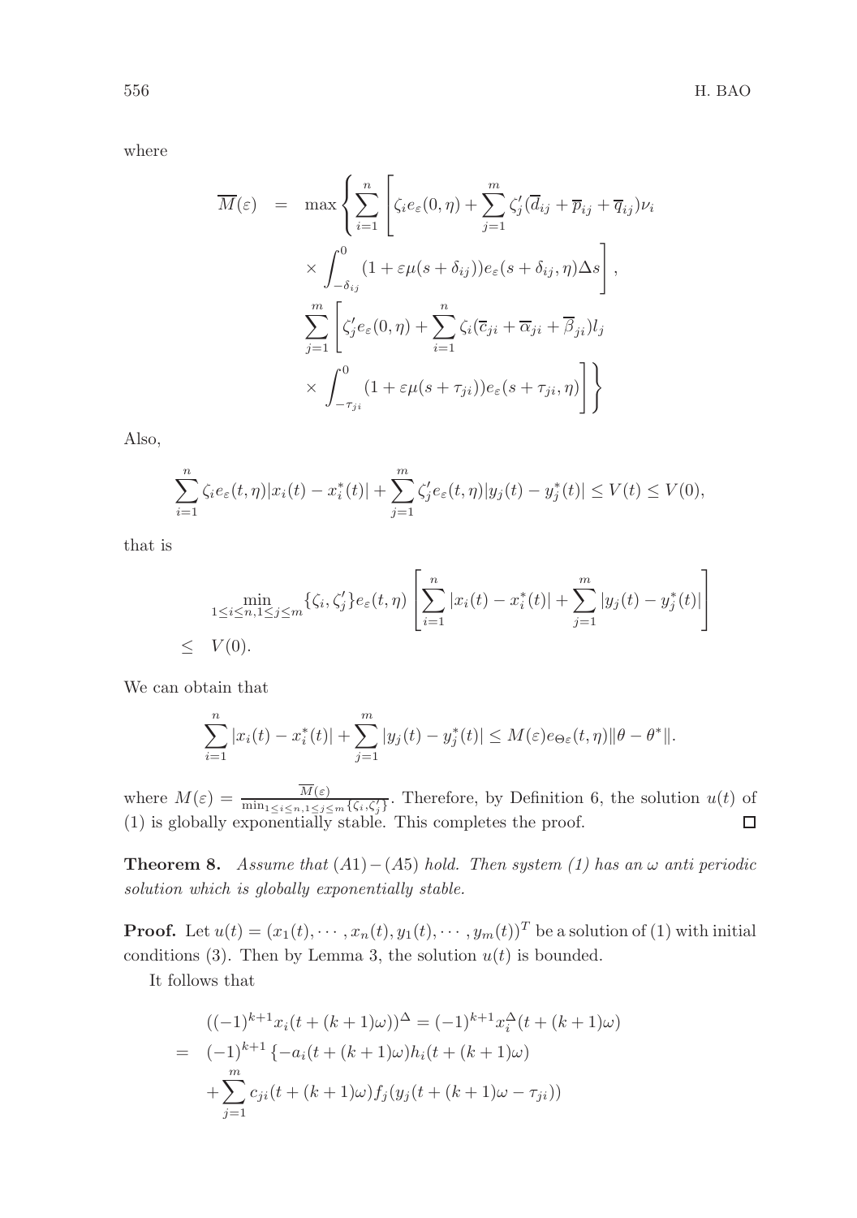where

$$
\begin{aligned}
\overline{M}(\varepsilon) &= \max\Bigg\{\sum_{i=1}^{n}\Bigg[\zeta_i e_\varepsilon(0,\eta)+\sum_{j=1}^{m}\zeta_j'(\overline{d}_{ij}+\overline{p}_{ij}+\overline{q}_{ij})\nu_i \\
&\quad\times\int_{-\delta_{ij}}^{0}(1+\varepsilon\mu(s+\delta_{ij}))e_\varepsilon(s+\delta_{ij},\eta)\Delta s\Bigg], \\
&\quad\sum_{j=1}^{m}\Bigg[\zeta_j' e_\varepsilon(0,\eta)+\sum_{i=1}^{n}\zeta_i(\overline{c}_{ji}+\overline{\alpha}_{ji}+\overline{\beta}_{ji})l_j \\
&\quad\times\int_{-\tau_{ji}}^{0}(1+\varepsilon\mu(s+\tau_{ji}))e_\varepsilon(s+\tau_{ji},\eta)\Bigg]\Bigg\}
\end{aligned}
$$

Also,

$$
\sum_{i=1}^{n}\zeta_i e_\varepsilon(t,\eta)|x_i(t)-x_i^*(t)|+\sum_{j=1}^{m}\zeta_j' e_\varepsilon(t,\eta)|y_j(t)-y_j^*(t)|\le V(t)\le V(0),
$$

that is

$$
\begin{aligned}
&\min_{1\le i\le n,1\le j\le m}\{\zeta_i,\zeta_j'\}e_\varepsilon(t,\eta)\left[\sum_{i=1}^{n}|x_i(t)-x_i^*(t)|+\sum_{j=1}^{m}|y_j(t)-y_j^*(t)|\right] \\
\le\;& V(0).
\end{aligned}
$$

We can obtain that

$$
\sum_{i=1}^{n}|x_i(t)-x_i^*(t)|+\sum_{j=1}^{m}|y_j(t)-y_j^*(t)|\le M(\varepsilon)e_{\Theta\varepsilon}(t,\eta)\|\theta-\theta^*\|.
$$

where $M(\varepsilon)=\frac{\overline{M}(\varepsilon)}{\min_{1\le i\le n,1\le j\le m}\{\zeta_i,\zeta_j'\}}$. Therefore, by Definition 6, the solution $u(t)$ of (1) is globally exponentially stable. This completes the proof. $\square$

**Theorem 8.** *Assume that $(A1)-(A5)$ hold. Then system (1) has an $\omega$ anti periodic solution which is globally exponentially stable.*

**Proof.** Let $u(t)=(x_1(t),\cdots,x_n(t),y_1(t),\cdots,y_m(t))^T$ be a solution of (1) with initial conditions (3). Then by Lemma 3, the solution $u(t)$ is bounded.

It follows that

$$
\begin{aligned}
&((-1)^{k+1}x_i(t+(k+1)\omega))^\Delta=(-1)^{k+1}x_i^\Delta(t+(k+1)\omega) \\
=\;&(-1)^{k+1}\{-a_i(t+(k+1)\omega)h_i(t+(k+1)\omega) \\
&+\sum_{j=1}^{m}c_{ji}(t+(k+1)\omega)f_j(y_j(t+(k+1)\omega-\tau_{ji}))
\end{aligned}
$$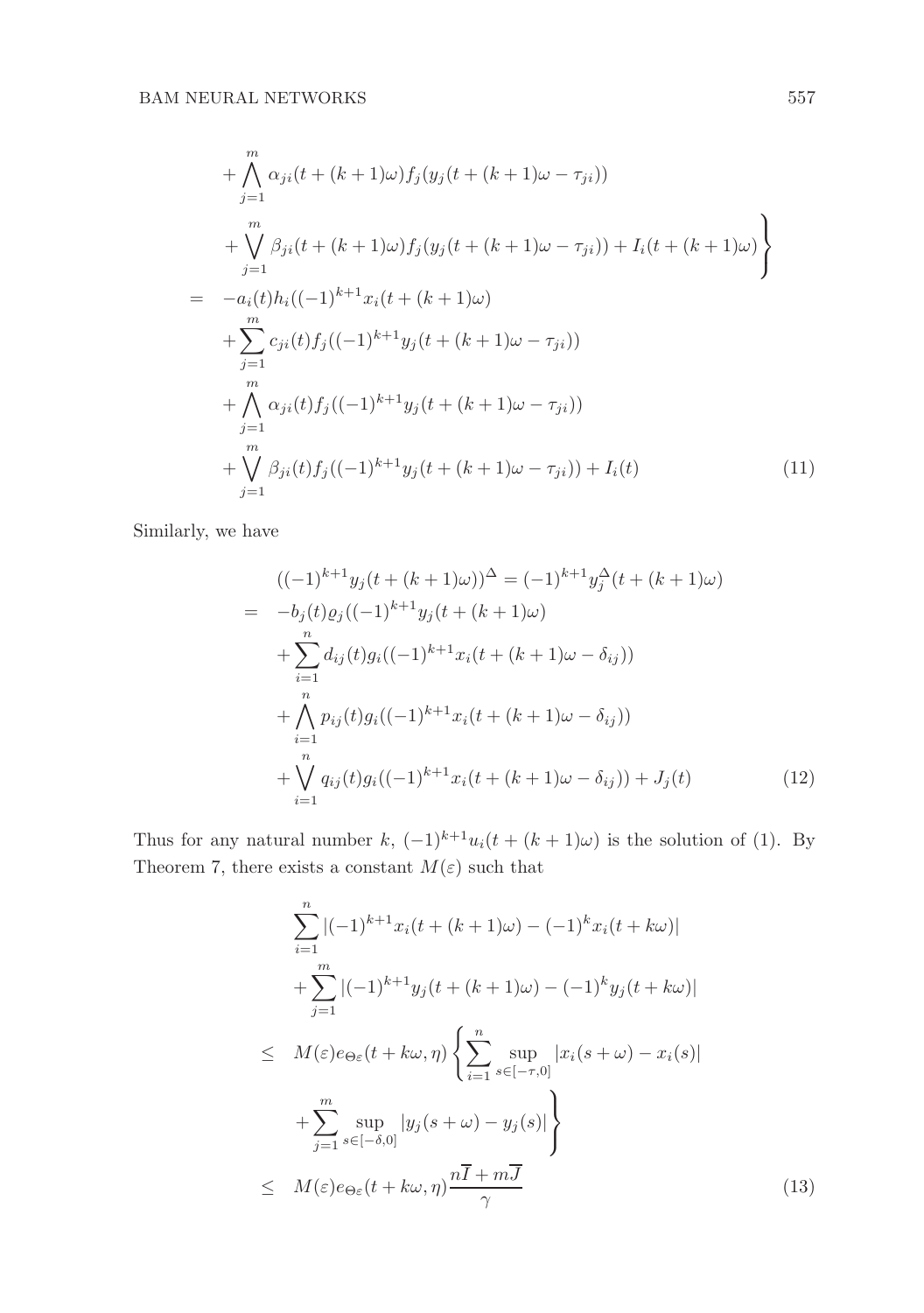$$
\begin{aligned}
&+\bigwedge_{j=1}^{m} \alpha_{ji}(t+(k+1)\omega) f_j(y_j(t+(k+1)\omega-\tau_{ji})) \\
&\left.+\bigvee_{j=1}^{m} \beta_{ji}(t+(k+1)\omega) f_j(y_j(t+(k+1)\omega-\tau_{ji})) + I_i(t+(k+1)\omega)\right\} \\
= \;& -a_i(t) h_i((-1)^{k+1} x_i(t+(k+1)\omega) \\
&+\sum_{j=1}^{m} c_{ji}(t) f_j((-1)^{k+1} y_j(t+(k+1)\omega-\tau_{ji})) \\
&+\bigwedge_{j=1}^{m} \alpha_{ji}(t) f_j((-1)^{k+1} y_j(t+(k+1)\omega-\tau_{ji})) \\
&+\bigvee_{j=1}^{m} \beta_{ji}(t) f_j((-1)^{k+1} y_j(t+(k+1)\omega-\tau_{ji})) + I_i(t) \qquad (11)
\end{aligned}
$$

Similarly, we have

$$
\begin{aligned}
&((-1)^{k+1} y_j(t+(k+1)\omega))^{\Delta} = (-1)^{k+1} y_j^{\Delta}(t+(k+1)\omega) \\
= \;& -b_j(t) \varrho_j((-1)^{k+1} y_j(t+(k+1)\omega) \\
&+\sum_{i=1}^{n} d_{ij}(t) g_i((-1)^{k+1} x_i(t+(k+1)\omega-\delta_{ij})) \\
&+\bigwedge_{i=1}^{n} p_{ij}(t) g_i((-1)^{k+1} x_i(t+(k+1)\omega-\delta_{ij})) \\
&+\bigvee_{i=1}^{n} q_{ij}(t) g_i((-1)^{k+1} x_i(t+(k+1)\omega-\delta_{ij})) + J_j(t) \qquad (12)
\end{aligned}
$$

Thus for any natural number $k$, $(-1)^{k+1} u_i(t+(k+1)\omega)$ is the solution of (1). By Theorem 7, there exists a constant $M(\varepsilon)$ such that

$$
\begin{aligned}
&\sum_{i=1}^{n} |(-1)^{k+1} x_i(t+(k+1)\omega) - (-1)^k x_i(t+k\omega)| \\
&+\sum_{j=1}^{m} |(-1)^{k+1} y_j(t+(k+1)\omega) - (-1)^k y_j(t+k\omega)| \\
\leq \;& M(\varepsilon) e_{\ominus\varepsilon}(t+k\omega,\eta)\left\{\sum_{i=1}^{n} \sup_{s\in[-\tau,0]} |x_i(s+\omega)-x_i(s)| \right. \\
&\left.+\sum_{j=1}^{m} \sup_{s\in[-\delta,0]} |y_j(s+\omega)-y_j(s)|\right\} \\
\leq \;& M(\varepsilon) e_{\ominus\varepsilon}(t+k\omega,\eta) \frac{n\overline{I}+m\overline{J}}{\gamma} \qquad (13)
\end{aligned}
$$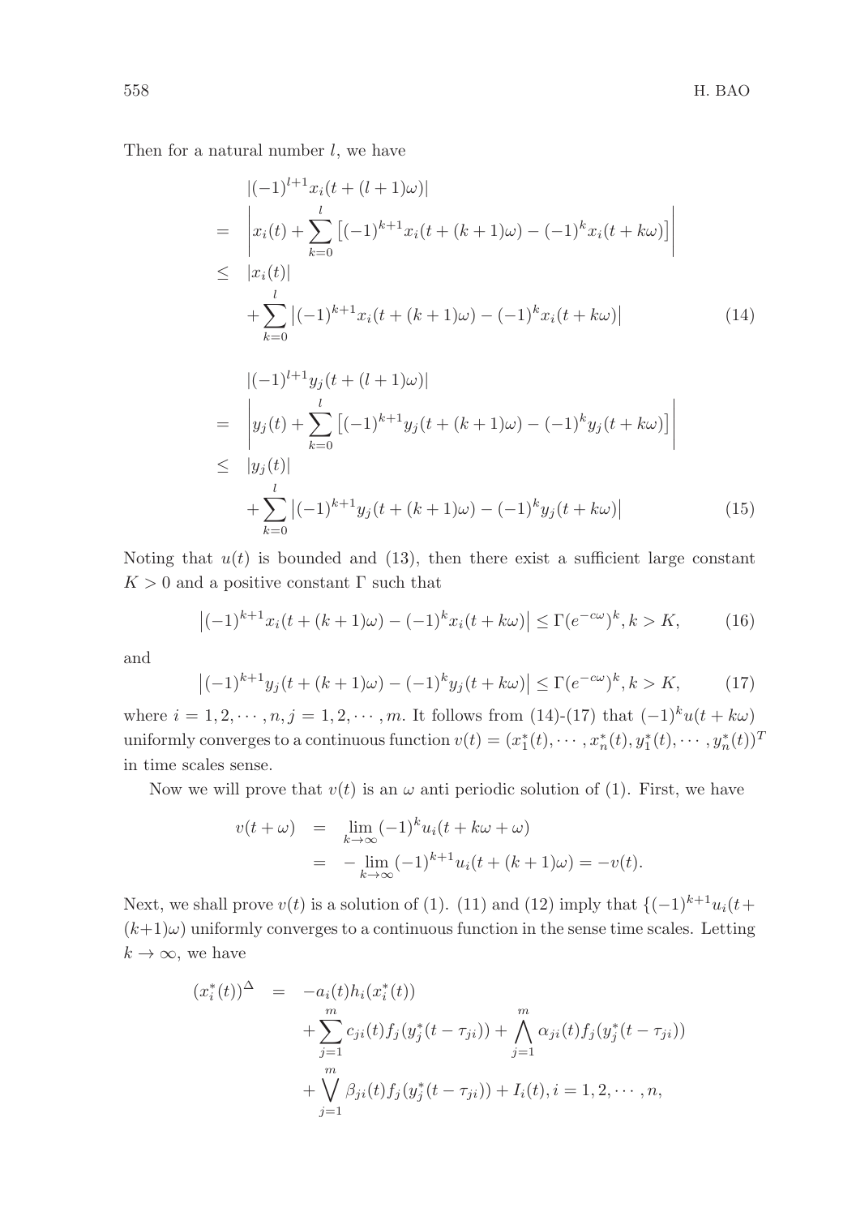Then for a natural number $l$, we have

$$
\begin{aligned}
& |(-1)^{l+1}x_i(t+(l+1)\omega)| \\
= & \left| x_i(t) + \sum_{k=0}^{l} \left[(-1)^{k+1}x_i(t+(k+1)\omega) - (-1)^k x_i(t+k\omega)\right] \right| \\
\leq & |x_i(t)| \\
& + \sum_{k=0}^{l} \left|(-1)^{k+1}x_i(t+(k+1)\omega) - (-1)^k x_i(t+k\omega)\right| \qquad (14)
\end{aligned}
$$

$$
\begin{aligned}
& |(-1)^{l+1}y_j(t+(l+1)\omega)| \\
= & \left| y_j(t) + \sum_{k=0}^{l} \left[(-1)^{k+1}y_j(t+(k+1)\omega) - (-1)^k y_j(t+k\omega)\right] \right| \\
\leq & |y_j(t)| \\
& + \sum_{k=0}^{l} \left|(-1)^{k+1}y_j(t+(k+1)\omega) - (-1)^k y_j(t+k\omega)\right| \qquad (15)
\end{aligned}
$$

Noting that $u(t)$ is bounded and (13), then there exist a sufficient large constant $K > 0$ and a positive constant $\Gamma$ such that

$$
\left|(-1)^{k+1}x_i(t+(k+1)\omega) - (-1)^k x_i(t+k\omega)\right| \leq \Gamma(e^{-c\omega})^k, k > K, \qquad (16)
$$

and

$$
\left|(-1)^{k+1}y_j(t+(k+1)\omega) - (-1)^k y_j(t+k\omega)\right| \leq \Gamma(e^{-c\omega})^k, k > K, \qquad (17)
$$

where $i = 1, 2, \cdots, n, j = 1, 2, \cdots, m$. It follows from (14)-(17) that $(-1)^k u(t+k\omega)$ uniformly converges to a continuous function $v(t) = (x_1^*(t), \cdots, x_n^*(t), y_1^*(t), \cdots, y_n^*(t))^T$ in time scales sense.

Now we will prove that $v(t)$ is an $\omega$ anti periodic solution of (1). First, we have

$$
\begin{aligned}
v(t+\omega) &= \lim_{k\to\infty} (-1)^k u_i(t+k\omega+\omega) \\
&= -\lim_{k\to\infty} (-1)^{k+1} u_i(t+(k+1)\omega) = -v(t).
\end{aligned}
$$

Next, we shall prove $v(t)$ is a solution of (1). (11) and (12) imply that $\{(-1)^{k+1}u_i(t+(k+1)\omega)$ uniformly converges to a continuous function in the sense time scales. Letting $k \to \infty$, we have

$$
\begin{aligned}
(x_i^*(t))^{\Delta} = & -a_i(t)h_i(x_i^*(t)) \\
& + \sum_{j=1}^{m} c_{ji}(t) f_j(y_j^*(t-\tau_{ji})) + \bigwedge_{j=1}^{m} \alpha_{ji}(t) f_j(y_j^*(t-\tau_{ji})) \\
& + \bigvee_{j=1}^{m} \beta_{ji}(t) f_j(y_j^*(t-\tau_{ji})) + I_i(t), i = 1, 2, \cdots, n,
\end{aligned}
$$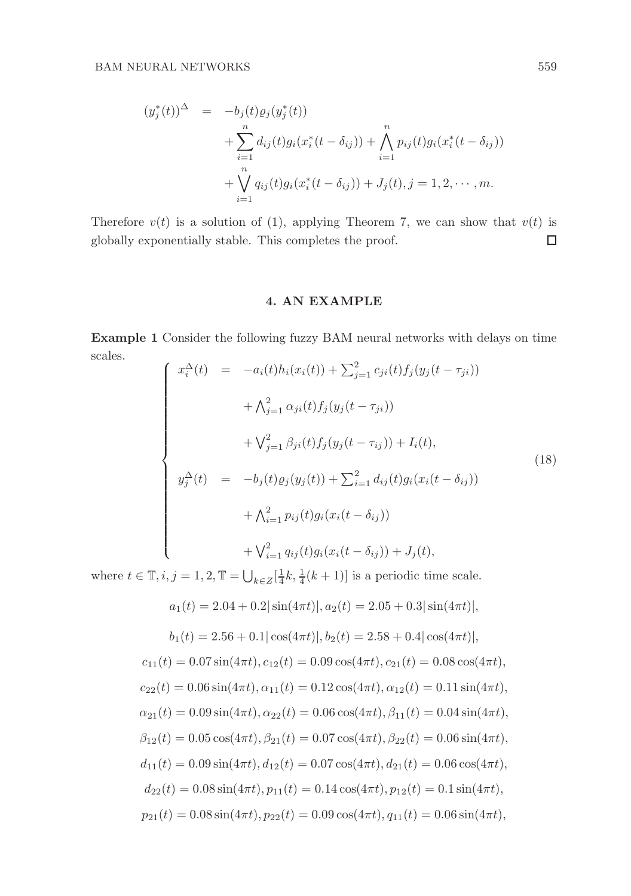$$
\begin{aligned}
(y_j^*(t))^{\Delta} &= -b_j(t)\varrho_j(y_j^*(t)) \\
&\quad + \sum_{i=1}^{n} d_{ij}(t) g_i(x_i^*(t-\delta_{ij})) + \bigwedge_{i=1}^{n} p_{ij}(t) g_i(x_i^*(t-\delta_{ij})) \\
&\quad + \bigvee_{i=1}^{n} q_{ij}(t) g_i(x_i^*(t-\delta_{ij})) + J_j(t), j = 1, 2, \cdots, m.
\end{aligned}
$$

Therefore $v(t)$ is a solution of (1), applying Theorem 7, we can show that $v(t)$ is globally exponentially stable. This completes the proof. $\square$

## 4. AN EXAMPLE

**Example 1** Consider the following fuzzy BAM neural networks with delays on time scales.

$$
\left\{
\begin{aligned}
x_i^{\Delta}(t) &= -a_i(t)h_i(x_i(t)) + \textstyle\sum_{j=1}^{2} c_{ji}(t) f_j(y_j(t-\tau_{ji})) \\
&\quad + \textstyle\bigwedge_{j=1}^{2} \alpha_{ji}(t) f_j(y_j(t-\tau_{ji})) \\
&\quad + \textstyle\bigvee_{j=1}^{2} \beta_{ji}(t) f_j(y_j(t-\tau_{ij})) + I_i(t), \\
y_j^{\Delta}(t) &= -b_j(t)\varrho_j(y_j(t)) + \textstyle\sum_{i=1}^{2} d_{ij}(t) g_i(x_i(t-\delta_{ij})) \\
&\quad + \textstyle\bigwedge_{i=1}^{2} p_{ij}(t) g_i(x_i(t-\delta_{ij})) \\
&\quad + \textstyle\bigvee_{i=1}^{2} q_{ij}(t) g_i(x_i(t-\delta_{ij})) + J_j(t),
\end{aligned}
\right.
\tag{18}
$$

where $t \in \mathbb{T}, i, j = 1, 2, \mathbb{T} = \bigcup_{k \in Z}[\frac{1}{4}k, \frac{1}{4}(k+1)]$ is a periodic time scale.

$$a_1(t) = 2.04 + 0.2|\sin(4\pi t)|, a_2(t) = 2.05 + 0.3|\sin(4\pi t)|,$$

$$b_1(t) = 2.56 + 0.1|\cos(4\pi t)|, b_2(t) = 2.58 + 0.4|\cos(4\pi t)|,$$

$$c_{11}(t) = 0.07\sin(4\pi t), c_{12}(t) = 0.09\cos(4\pi t), c_{21}(t) = 0.08\cos(4\pi t),$$

$$c_{22}(t) = 0.06\sin(4\pi t), \alpha_{11}(t) = 0.12\cos(4\pi t), \alpha_{12}(t) = 0.11\sin(4\pi t),$$

$$\alpha_{21}(t) = 0.09\sin(4\pi t), \alpha_{22}(t) = 0.06\cos(4\pi t), \beta_{11}(t) = 0.04\sin(4\pi t),$$

$$\beta_{12}(t) = 0.05\cos(4\pi t), \beta_{21}(t) = 0.07\cos(4\pi t), \beta_{22}(t) = 0.06\sin(4\pi t),$$

$$d_{11}(t) = 0.09\sin(4\pi t), d_{12}(t) = 0.07\cos(4\pi t), d_{21}(t) = 0.06\cos(4\pi t),$$

$$d_{22}(t) = 0.08\sin(4\pi t), p_{11}(t) = 0.14\cos(4\pi t), p_{12}(t) = 0.1\sin(4\pi t),$$

$$p_{21}(t) = 0.08\sin(4\pi t), p_{22}(t) = 0.09\cos(4\pi t), q_{11}(t) = 0.06\sin(4\pi t),$$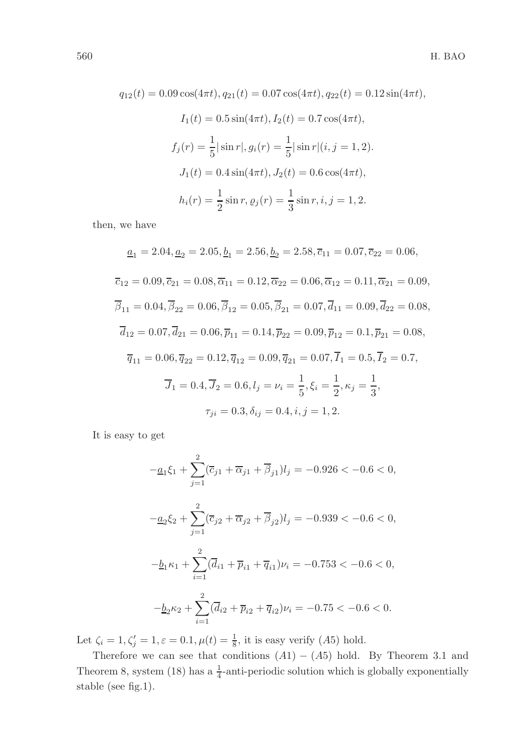$$q_{12}(t) = 0.09\cos(4\pi t), q_{21}(t) = 0.07\cos(4\pi t), q_{22}(t) = 0.12\sin(4\pi t),$$

$$I_1(t) = 0.5\sin(4\pi t), I_2(t) = 0.7\cos(4\pi t),$$

$$f_j(r) = \frac{1}{5}|\sin r|, g_i(r) = \frac{1}{5}|\sin r|(i, j = 1, 2).$$

$$J_1(t) = 0.4\sin(4\pi t), J_2(t) = 0.6\cos(4\pi t),$$

$$h_i(r) = \frac{1}{2}\sin r, \varrho_j(r) = \frac{1}{3}\sin r, i, j = 1, 2.$$

then, we have

$$\underline{a}_1 = 2.04, \underline{a}_2 = 2.05, \underline{b}_1 = 2.56, \underline{b}_2 = 2.58, \overline{c}_{11} = 0.07, \overline{c}_{22} = 0.06,$$

$$\overline{c}_{12} = 0.09, \overline{c}_{21} = 0.08, \overline{\alpha}_{11} = 0.12, \overline{\alpha}_{22} = 0.06, \overline{\alpha}_{12} = 0.11, \overline{\alpha}_{21} = 0.09,$$

$$\overline{\beta}_{11} = 0.04, \overline{\beta}_{22} = 0.06, \overline{\beta}_{12} = 0.05, \overline{\beta}_{21} = 0.07, \overline{d}_{11} = 0.09, \overline{d}_{22} = 0.08,$$

$$\overline{d}_{12} = 0.07, \overline{d}_{21} = 0.06, \overline{p}_{11} = 0.14, \overline{p}_{22} = 0.09, \overline{p}_{12} = 0.1, \overline{p}_{21} = 0.08,$$

$$\overline{q}_{11} = 0.06, \overline{q}_{22} = 0.12, \overline{q}_{12} = 0.09, \overline{q}_{21} = 0.07, \overline{I}_1 = 0.5, \overline{I}_2 = 0.7,$$

$$\overline{J}_1 = 0.4, \overline{J}_2 = 0.6, l_j = \nu_i = \frac{1}{5}, \xi_i = \frac{1}{2}, \kappa_j = \frac{1}{3},$$

$$\tau_{ji} = 0.3, \delta_{ij} = 0.4, i, j = 1, 2.$$

It is easy to get

$$-\underline{a}_1\xi_1 + \sum_{j=1}^{2}(\overline{c}_{j1} + \overline{\alpha}_{j1} + \overline{\beta}_{j1})l_j = -0.926 < -0.6 < 0,$$

$$-\underline{a}_2\xi_2 + \sum_{j=1}^{2}(\overline{c}_{j2} + \overline{\alpha}_{j2} + \overline{\beta}_{j2})l_j = -0.939 < -0.6 < 0,$$

$$-\underline{b}_1\kappa_1 + \sum_{i=1}^{2}(\overline{d}_{i1} + \overline{p}_{i1} + \overline{q}_{i1})\nu_i = -0.753 < -0.6 < 0,$$

$$-\underline{b}_2\kappa_2 + \sum_{i=1}^{2}(\overline{d}_{i2} + \overline{p}_{i2} + \overline{q}_{i2})\nu_i = -0.75 < -0.6 < 0.$$

Let $\zeta_i = 1, \zeta_j' = 1, \varepsilon = 0.1, \mu(t) = \frac{1}{8}$, it is easy verify $(A5)$ hold.

Therefore we can see that conditions $(A1) - (A5)$ hold. By Theorem 3.1 and Theorem 8, system (18) has a $\frac{1}{4}$-anti-periodic solution which is globally exponentially stable (see fig.1).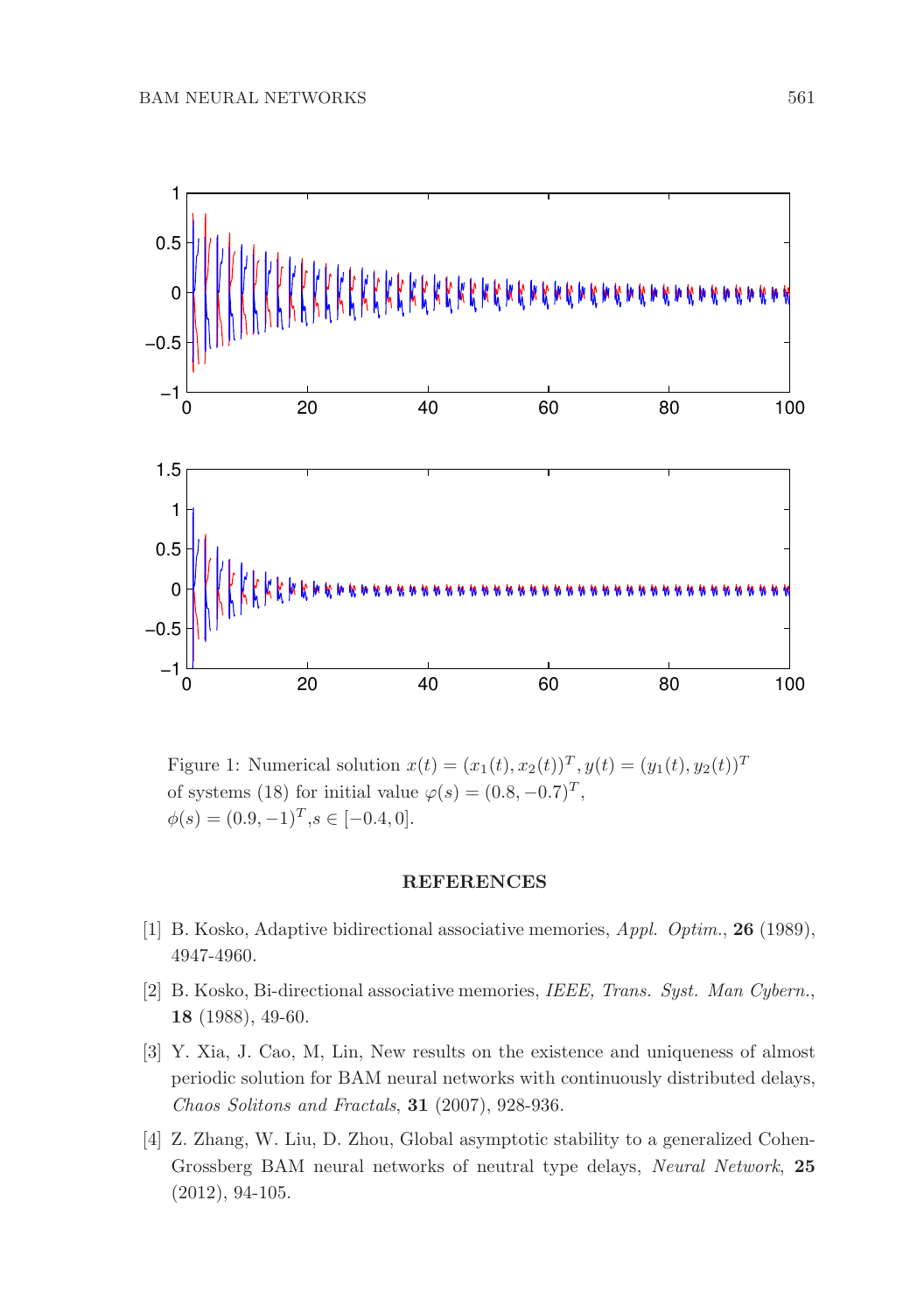Figure 1: Numerical solution $x(t) = (x_1(t), x_2(t))^T, y(t) = (y_1(t), y_2(t))^T$ of systems (18) for initial value $\varphi(s) = (0.8, -0.7)^T$, $\phi(s) = (0.9, -1)^T, s \in [-0.4, 0]$.

## REFERENCES

[1] B. Kosko, Adaptive bidirectional associative memories, *Appl. Optim.*, **26** (1989), 4947-4960.

[2] B. Kosko, Bi-directional associative memories, *IEEE, Trans. Syst. Man Cybern.*, **18** (1988), 49-60.

[3] Y. Xia, J. Cao, M, Lin, New results on the existence and uniqueness of almost periodic solution for BAM neural networks with continuously distributed delays, *Chaos Solitons and Fractals*, **31** (2007), 928-936.

[4] Z. Zhang, W. Liu, D. Zhou, Global asymptotic stability to a generalized Cohen-Grossberg BAM neural networks of neutral type delays, *Neural Network*, **25** (2012), 94-105.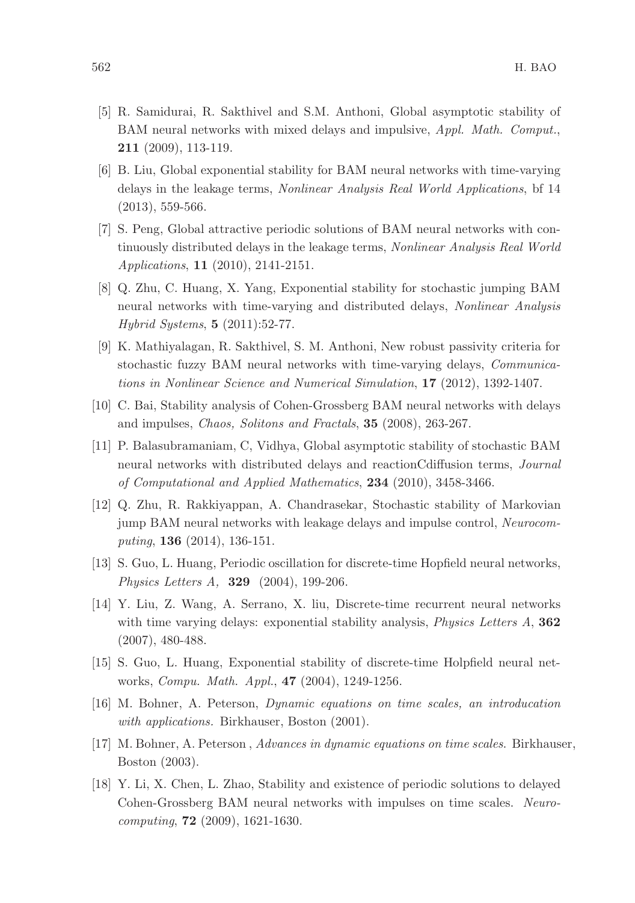[5] R. Samidurai, R. Sakthivel and S.M. Anthoni, Global asymptotic stability of BAM neural networks with mixed delays and impulsive, *Appl. Math. Comput.*, **211** (2009), 113-119.

[6] B. Liu, Global exponential stability for BAM neural networks with time-varying delays in the leakage terms, *Nonlinear Analysis Real World Applications*, bf 14 (2013), 559-566.

[7] S. Peng, Global attractive periodic solutions of BAM neural networks with continuously distributed delays in the leakage terms, *Nonlinear Analysis Real World Applications*, **11** (2010), 2141-2151.

[8] Q. Zhu, C. Huang, X. Yang, Exponential stability for stochastic jumping BAM neural networks with time-varying and distributed delays, *Nonlinear Analysis Hybrid Systems*, **5** (2011):52-77.

[9] K. Mathiyalagan, R. Sakthivel, S. M. Anthoni, New robust passivity criteria for stochastic fuzzy BAM neural networks with time-varying delays, *Communications in Nonlinear Science and Numerical Simulation*, **17** (2012), 1392-1407.

[10] C. Bai, Stability analysis of Cohen-Grossberg BAM neural networks with delays and impulses, *Chaos, Solitons and Fractals*, **35** (2008), 263-267.

[11] P. Balasubramaniam, C, Vidhya, Global asymptotic stability of stochastic BAM neural networks with distributed delays and reactionCdiffusion terms, *Journal of Computational and Applied Mathematics*, **234** (2010), 3458-3466.

[12] Q. Zhu, R. Rakkiyappan, A. Chandrasekar, Stochastic stability of Markovian jump BAM neural networks with leakage delays and impulse control, *Neurocomputing*, **136** (2014), 136-151.

[13] S. Guo, L. Huang, Periodic oscillation for discrete-time Hopfield neural networks, *Physics Letters A,* **329** (2004), 199-206.

[14] Y. Liu, Z. Wang, A. Serrano, X. liu, Discrete-time recurrent neural networks with time varying delays: exponential stability analysis, *Physics Letters A*, **362** (2007), 480-488.

[15] S. Guo, L. Huang, Exponential stability of discrete-time Holpfield neural networks, *Compu. Math. Appl.*, **47** (2004), 1249-1256.

[16] M. Bohner, A. Peterson, *Dynamic equations on time scales, an introducation with applications.* Birkhauser, Boston (2001).

[17] M. Bohner, A. Peterson , *Advances in dynamic equations on time scales.* Birkhauser, Boston (2003).

[18] Y. Li, X. Chen, L. Zhao, Stability and existence of periodic solutions to delayed Cohen-Grossberg BAM neural networks with impulses on time scales. *Neurocomputing*, **72** (2009), 1621-1630.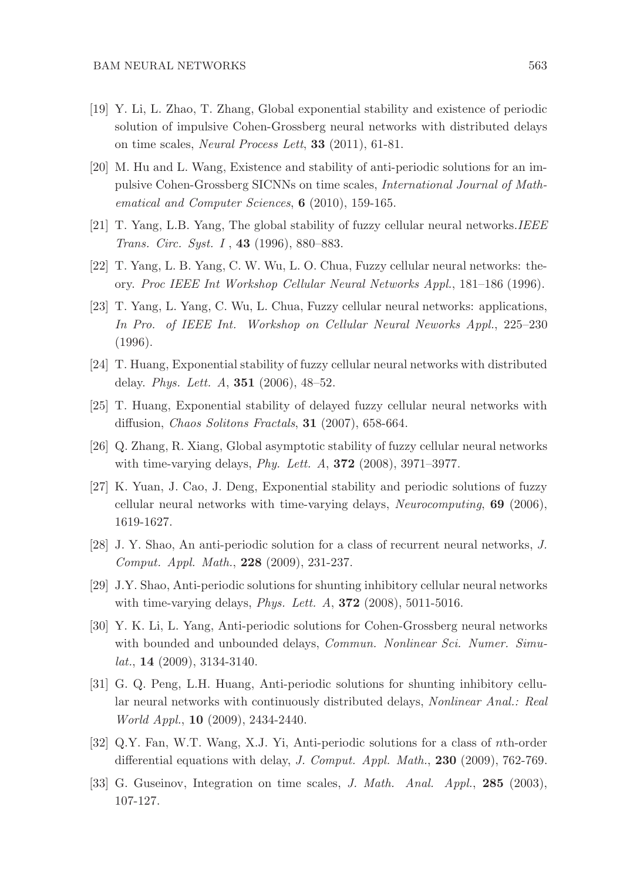[19] Y. Li, L. Zhao, T. Zhang, Global exponential stability and existence of periodic solution of impulsive Cohen-Grossberg neural networks with distributed delays on time scales, *Neural Process Lett*, **33** (2011), 61-81.

[20] M. Hu and L. Wang, Existence and stability of anti-periodic solutions for an impulsive Cohen-Grossberg SICNNs on time scales, *International Journal of Mathematical and Computer Sciences*, **6** (2010), 159-165.

[21] T. Yang, L.B. Yang, The global stability of fuzzy cellular neural networks.*IEEE Trans. Circ. Syst. I* , **43** (1996), 880–883.

[22] T. Yang, L. B. Yang, C. W. Wu, L. O. Chua, Fuzzy cellular neural networks: theory. *Proc IEEE Int Workshop Cellular Neural Networks Appl.*, 181–186 (1996).

[23] T. Yang, L. Yang, C. Wu, L. Chua, Fuzzy cellular neural networks: applications, *In Pro. of IEEE Int. Workshop on Cellular Neural Neworks Appl.*, 225–230 (1996).

[24] T. Huang, Exponential stability of fuzzy cellular neural networks with distributed delay. *Phys. Lett. A*, **351** (2006), 48–52.

[25] T. Huang, Exponential stability of delayed fuzzy cellular neural networks with diffusion, *Chaos Solitons Fractals*, **31** (2007), 658-664.

[26] Q. Zhang, R. Xiang, Global asymptotic stability of fuzzy cellular neural networks with time-varying delays, *Phy. Lett. A*, **372** (2008), 3971–3977.

[27] K. Yuan, J. Cao, J. Deng, Exponential stability and periodic solutions of fuzzy cellular neural networks with time-varying delays, *Neurocomputing*, **69** (2006), 1619-1627.

[28] J. Y. Shao, An anti-periodic solution for a class of recurrent neural networks, *J. Comput. Appl. Math.*, **228** (2009), 231-237.

[29] J.Y. Shao, Anti-periodic solutions for shunting inhibitory cellular neural networks with time-varying delays, *Phys. Lett. A*, **372** (2008), 5011-5016.

[30] Y. K. Li, L. Yang, Anti-periodic solutions for Cohen-Grossberg neural networks with bounded and unbounded delays, *Commun. Nonlinear Sci. Numer. Simulat.*, **14** (2009), 3134-3140.

[31] G. Q. Peng, L.H. Huang, Anti-periodic solutions for shunting inhibitory cellular neural networks with continuously distributed delays, *Nonlinear Anal.: Real World Appl.*, **10** (2009), 2434-2440.

[32] Q.Y. Fan, W.T. Wang, X.J. Yi, Anti-periodic solutions for a class of $n$th-order differential equations with delay, *J. Comput. Appl. Math.*, **230** (2009), 762-769.

[33] G. Guseinov, Integration on time scales, *J. Math. Anal. Appl.*, **285** (2003), 107-127.